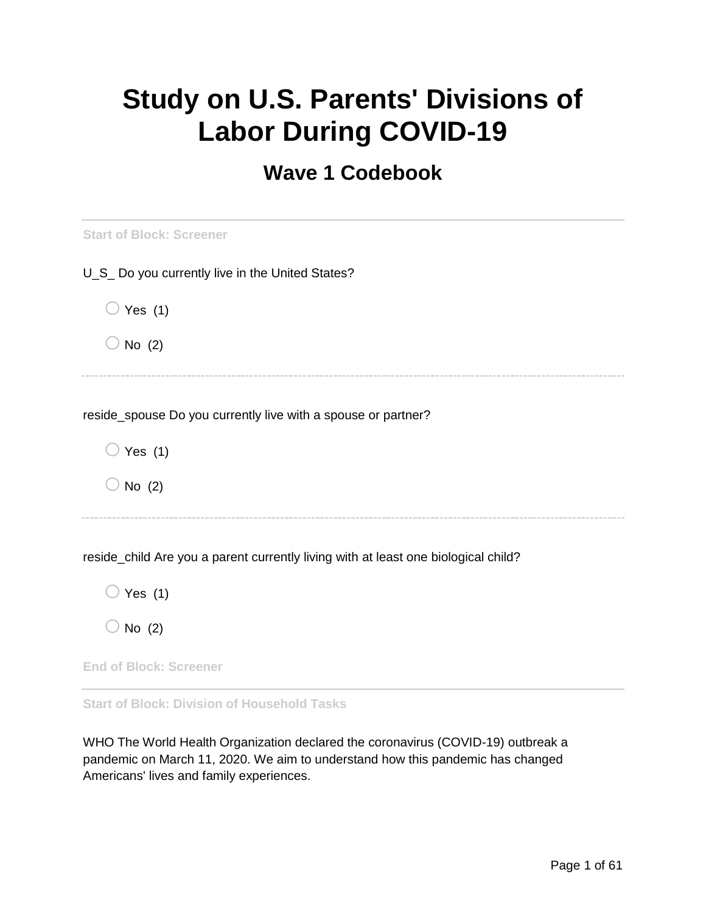# Study on U.S. Parents' Divisions of Labor During COVID-19

## Wave 1 Codebook

---

Start of Block: Screener

U_S_ Do you currently live in the United States?

- Yes (1)
- No (2)

---

reside_spouse Do you currently live with a spouse or partner?

- Yes (1)
- No (2)

---

reside_child Are you a parent currently living with at least one biological child?

- Yes (1)
- No (2)

End of Block: Screener

---

Start of Block: Division of Household Tasks

WHO The World Health Organization declared the coronavirus (COVID-19) outbreak a pandemic on March 11, 2020. We aim to understand how this pandemic has changed Americans' lives and family experiences.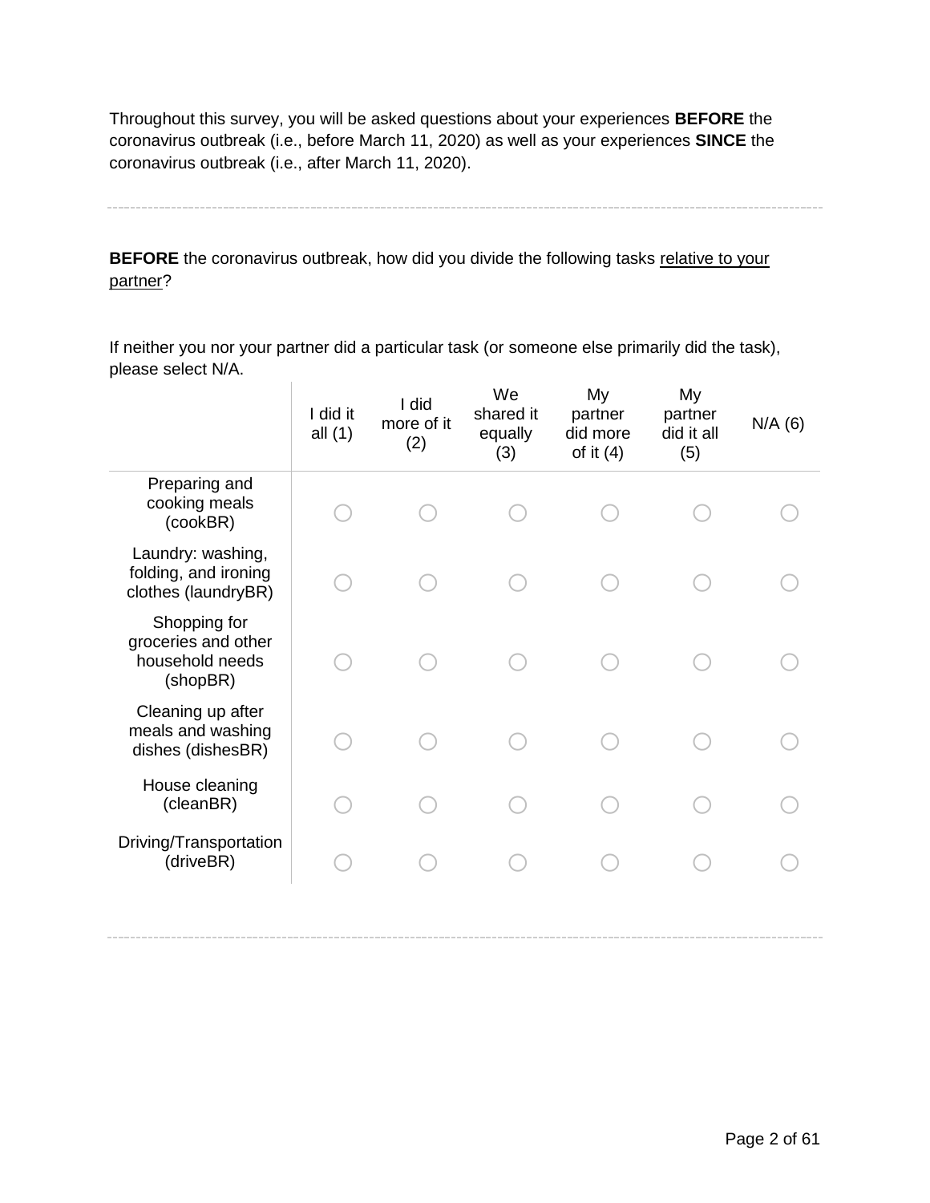Throughout this survey, you will be asked questions about your experiences **BEFORE** the coronavirus outbreak (i.e., before March 11, 2020) as well as your experiences **SINCE** the coronavirus outbreak (i.e., after March 11, 2020).

---

**BEFORE** the coronavirus outbreak, how did you divide the following tasks <u>relative to your partner</u>?

If neither you nor your partner did a particular task (or someone else primarily did the task), please select N/A.

| | I did it all (1) | I did more of it (2) | We shared it equally (3) | My partner did more of it (4) | My partner did it all (5) | N/A (6) |
|---|---|---|---|---|---|---|
| Preparing and cooking meals (cookBR) | ◯ | ◯ | ◯ | ◯ | ◯ | ◯ |
| Laundry: washing, folding, and ironing clothes (laundryBR) | ◯ | ◯ | ◯ | ◯ | ◯ | ◯ |
| Shopping for groceries and other household needs (shopBR) | ◯ | ◯ | ◯ | ◯ | ◯ | ◯ |
| Cleaning up after meals and washing dishes (dishesBR) | ◯ | ◯ | ◯ | ◯ | ◯ | ◯ |
| House cleaning (cleanBR) | ◯ | ◯ | ◯ | ◯ | ◯ | ◯ |
| Driving/Transportation (driveBR) | ◯ | ◯ | ◯ | ◯ | ◯ | ◯ |

---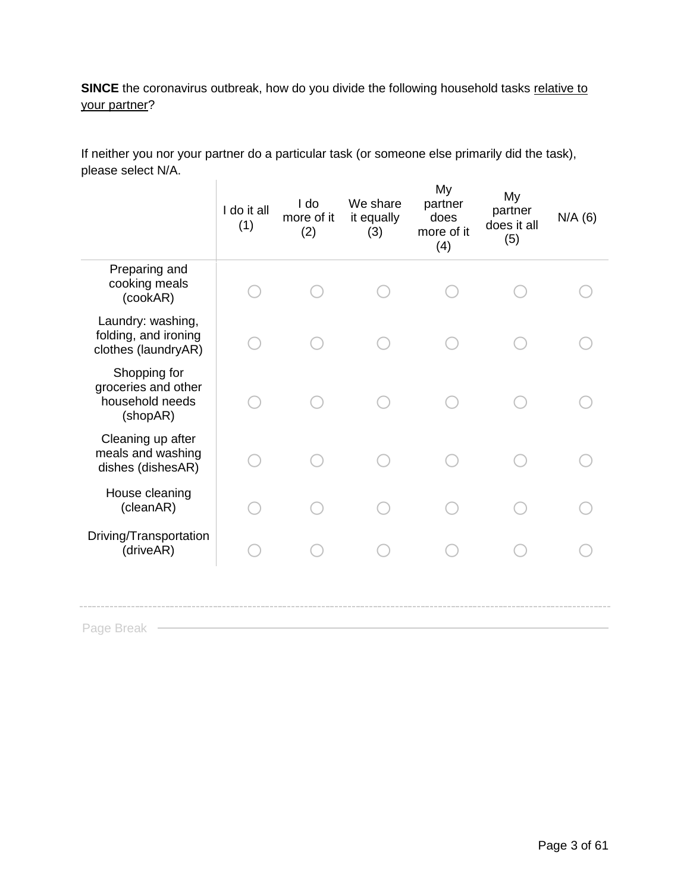**SINCE** the coronavirus outbreak, how do you divide the following household tasks <u>relative to your partner</u>?

If neither you nor your partner do a particular task (or someone else primarily did the task), please select N/A.

| | I do it all (1) | I do more of it (2) | We share it equally (3) | My partner does more of it (4) | My partner does it all (5) | N/A (6) |
|---|---|---|---|---|---|---|
| Preparing and cooking meals (cookAR) | ○ | ○ | ○ | ○ | ○ | ○ |
| Laundry: washing, folding, and ironing clothes (laundryAR) | ○ | ○ | ○ | ○ | ○ | ○ |
| Shopping for groceries and other household needs (shopAR) | ○ | ○ | ○ | ○ | ○ | ○ |
| Cleaning up after meals and washing dishes (dishesAR) | ○ | ○ | ○ | ○ | ○ | ○ |
| House cleaning (cleanAR) | ○ | ○ | ○ | ○ | ○ | ○ |
| Driving/Transportation (driveAR) | ○ | ○ | ○ | ○ | ○ | ○ |

Page Break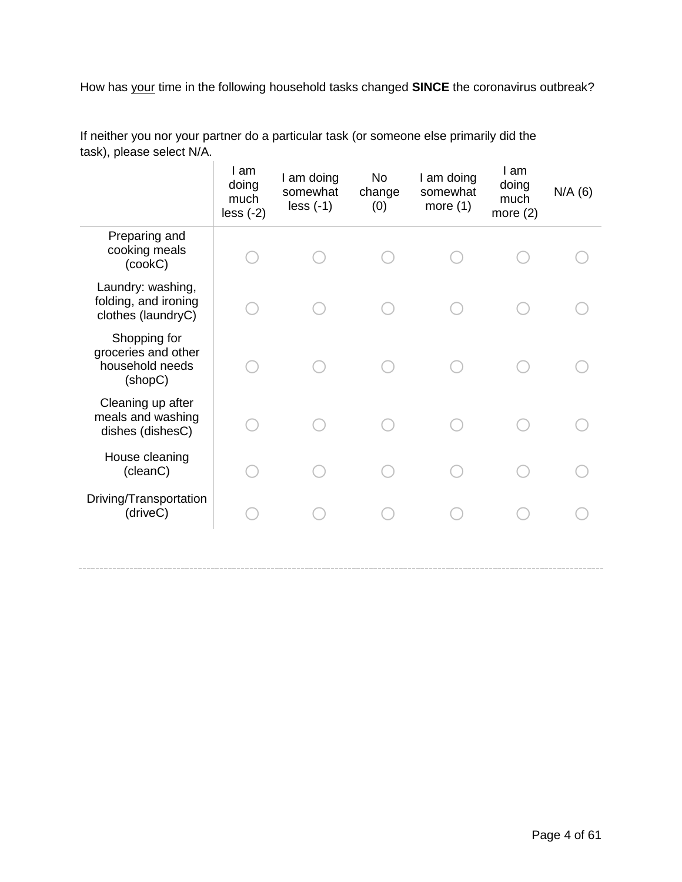How has <u>your</u> time in the following household tasks changed **SINCE** the coronavirus outbreak?

If neither you nor your partner do a particular task (or someone else primarily did the task), please select N/A.

| | I am doing much less (-2) | I am doing somewhat less (-1) | No change (0) | I am doing somewhat more (1) | I am doing much more (2) | N/A (6) |
|---|---|---|---|---|---|---|
| Preparing and cooking meals (cookC) | ○ | ○ | ○ | ○ | ○ | ○ |
| Laundry: washing, folding, and ironing clothes (laundryC) | ○ | ○ | ○ | ○ | ○ | ○ |
| Shopping for groceries and other household needs (shopC) | ○ | ○ | ○ | ○ | ○ | ○ |
| Cleaning up after meals and washing dishes (dishesC) | ○ | ○ | ○ | ○ | ○ | ○ |
| House cleaning (cleanC) | ○ | ○ | ○ | ○ | ○ | ○ |
| Driving/Transportation (driveC) | ○ | ○ | ○ | ○ | ○ | ○ |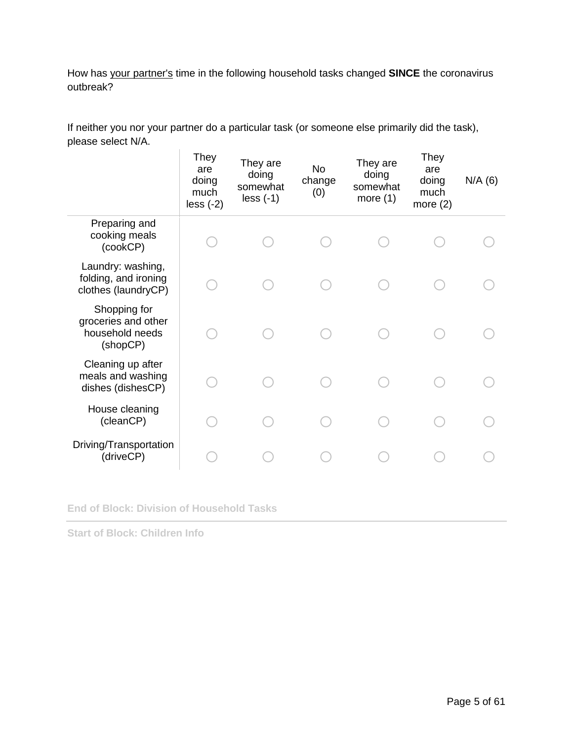How has <u>your partner's</u> time in the following household tasks changed **SINCE** the coronavirus outbreak?

If neither you nor your partner do a particular task (or someone else primarily did the task), please select N/A.

| | They are doing much less (-2) | They are doing somewhat less (-1) | No change (0) | They are doing somewhat more (1) | They are doing much more (2) | N/A (6) |
|---|---|---|---|---|---|---|
| Preparing and cooking meals (cookCP) | ◯ | ◯ | ◯ | ◯ | ◯ | ◯ |
| Laundry: washing, folding, and ironing clothes (laundryCP) | ◯ | ◯ | ◯ | ◯ | ◯ | ◯ |
| Shopping for groceries and other household needs (shopCP) | ◯ | ◯ | ◯ | ◯ | ◯ | ◯ |
| Cleaning up after meals and washing dishes (dishesCP) | ◯ | ◯ | ◯ | ◯ | ◯ | ◯ |
| House cleaning (cleanCP) | ◯ | ◯ | ◯ | ◯ | ◯ | ◯ |
| Driving/Transportation (driveCP) | ◯ | ◯ | ◯ | ◯ | ◯ | ◯ |

**End of Block: Division of Household Tasks**

---

**Start of Block: Children Info**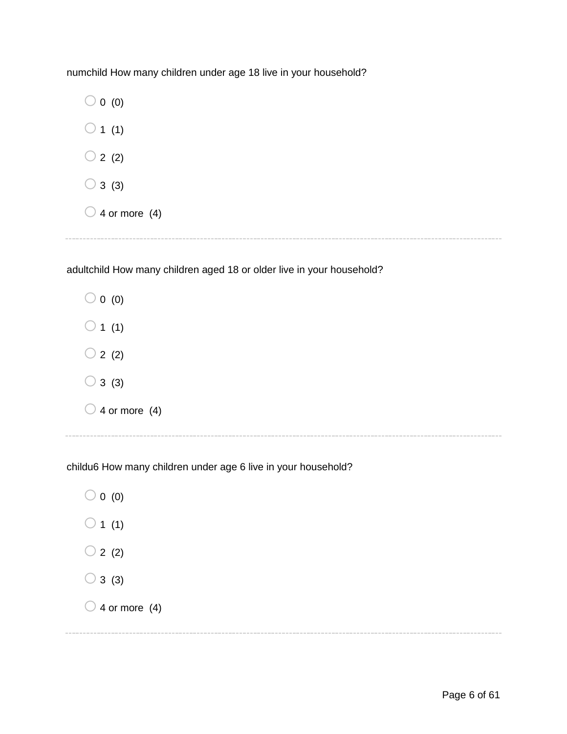numchild How many children under age 18 live in your household?

- 0 (0)
- 1 (1)
- 2 (2)
- 3 (3)
- 4 or more (4)

---

adultchild How many children aged 18 or older live in your household?

- 0 (0)
- 1 (1)
- 2 (2)
- 3 (3)
- 4 or more (4)

---

childu6 How many children under age 6 live in your household?

- 0 (0)
- 1 (1)
- 2 (2)
- 3 (3)
- 4 or more (4)

---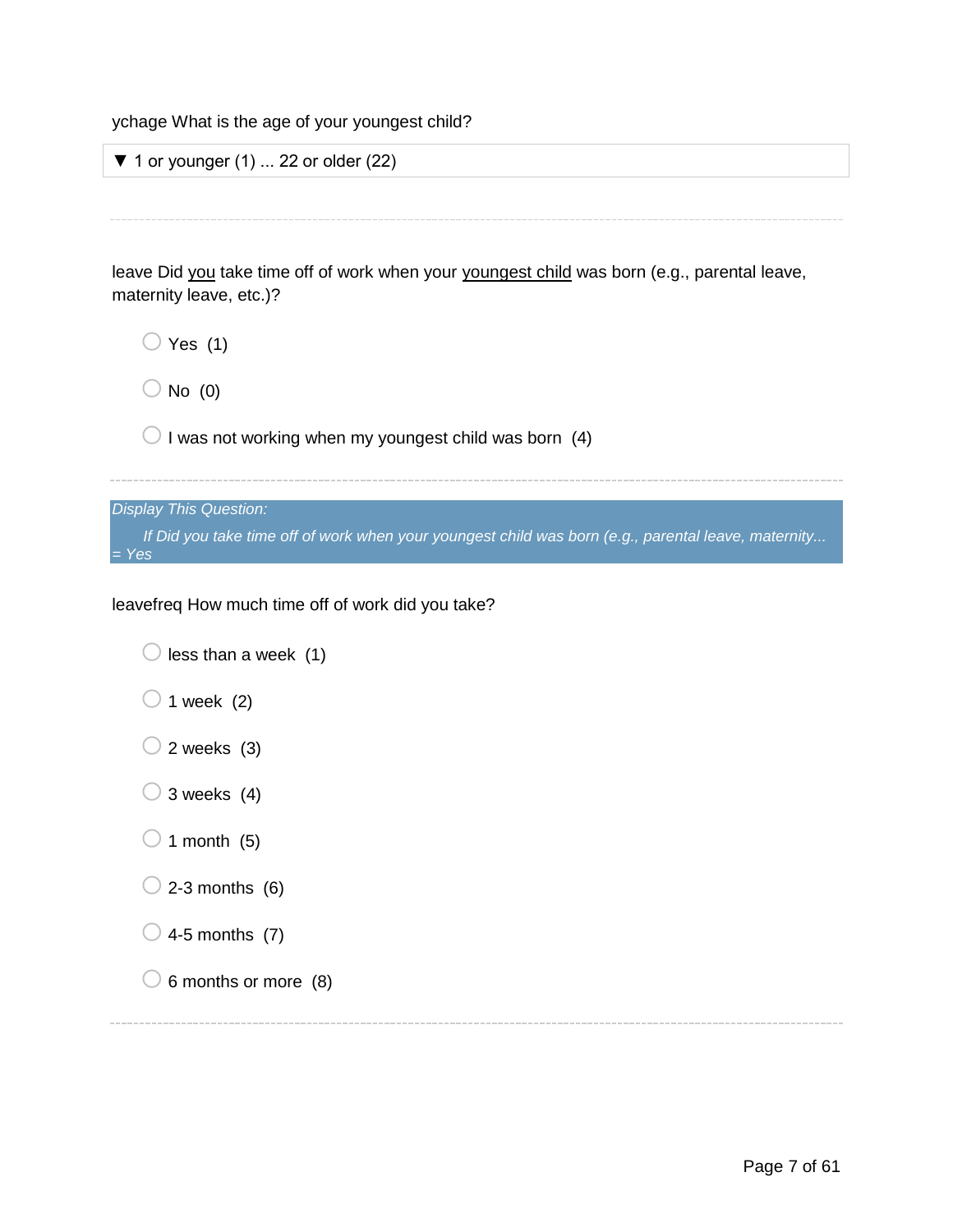ychage What is the age of your youngest child?

▼ 1 or younger (1) ... 22 or older (22)

---

leave Did you take time off of work when your youngest child was born (e.g., parental leave, maternity leave, etc.)?

- Yes (1)
- No (0)
- I was not working when my youngest child was born (4)

---

*Display This Question:*

*If Did you take time off of work when your youngest child was born (e.g., parental leave, maternity... = Yes*

leavefreq How much time off of work did you take?

- less than a week (1)
- 1 week (2)
- 2 weeks (3)
- 3 weeks (4)
- 1 month (5)
- 2-3 months (6)
- 4-5 months (7)
- 6 months or more (8)

---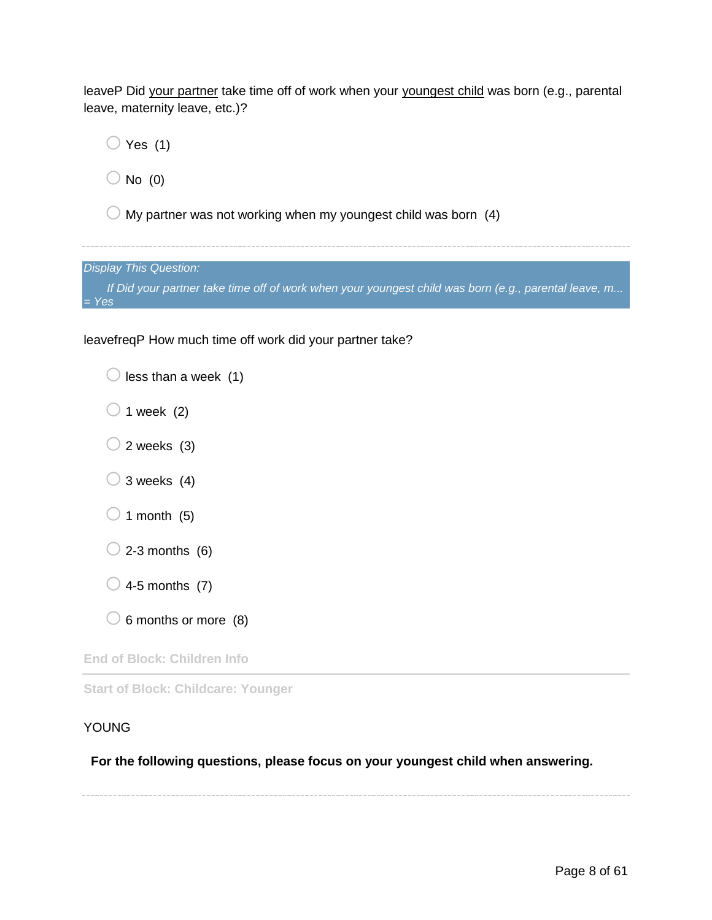leaveP Did <u>your partner</u> take time off of work when your <u>youngest child</u> was born (e.g., parental leave, maternity leave, etc.)?

- Yes (1)
- No (0)
- My partner was not working when my youngest child was born (4)

---

*Display This Question:*

*If Did your partner take time off of work when your youngest child was born (e.g., parental leave, m... = Yes*

leavefreqP How much time off work did your partner take?

- less than a week (1)
- 1 week (2)
- 2 weeks (3)
- 3 weeks (4)
- 1 month (5)
- 2-3 months (6)
- 4-5 months (7)
- 6 months or more (8)

**End of Block: Children Info**

---

**Start of Block: Childcare: Younger**

YOUNG

**For the following questions, please focus on your youngest child when answering.**

---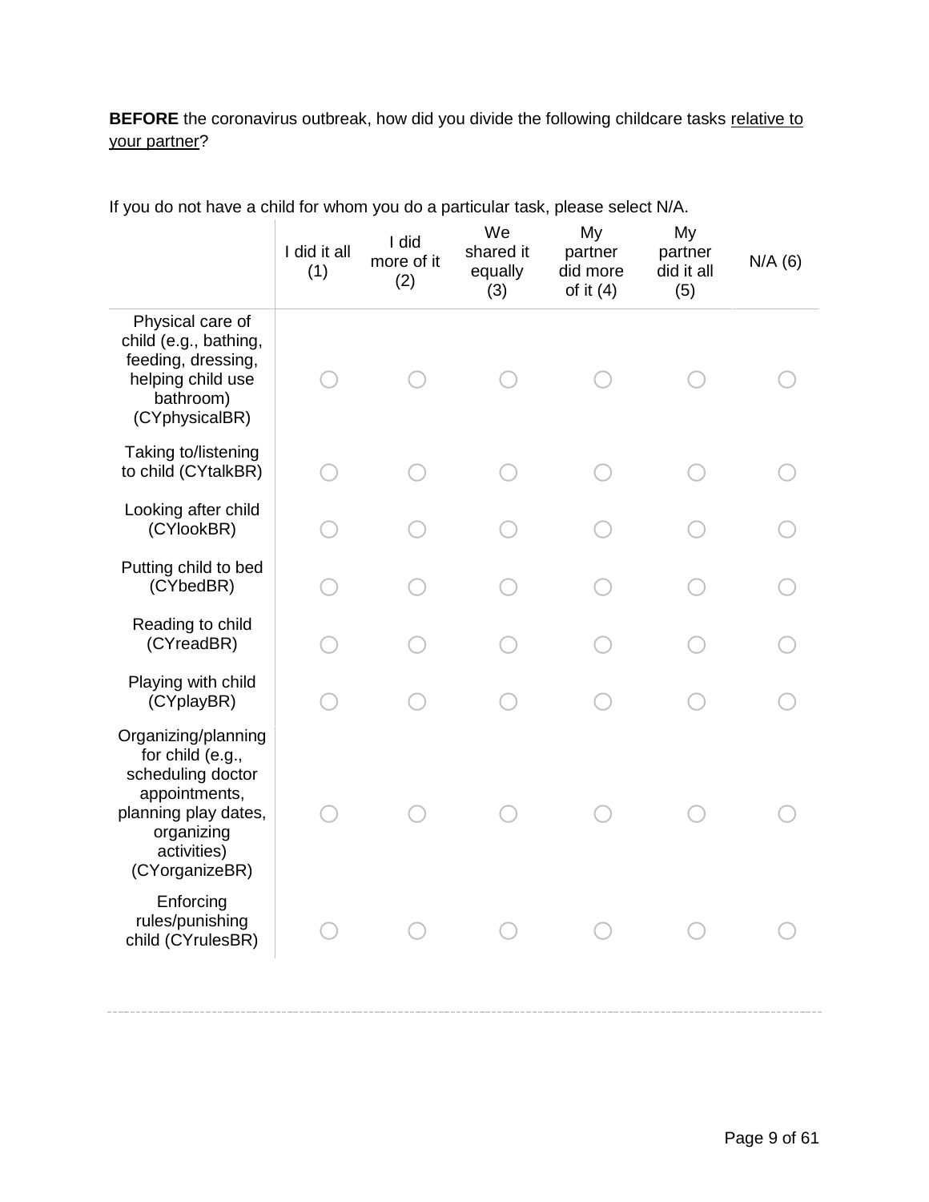**BEFORE** the coronavirus outbreak, how did you divide the following childcare tasks relative to your partner?

If you do not have a child for whom you do a particular task, please select N/A.

| | I did it all (1) | I did more of it (2) | We shared it equally (3) | My partner did more of it (4) | My partner did it all (5) | N/A (6) |
|---|---|---|---|---|---|---|
| Physical care of child (e.g., bathing, feeding, dressing, helping child use bathroom) (CYphysicalBR) | ○ | ○ | ○ | ○ | ○ | ○ |
| Taking to/listening to child (CYtalkBR) | ○ | ○ | ○ | ○ | ○ | ○ |
| Looking after child (CYlookBR) | ○ | ○ | ○ | ○ | ○ | ○ |
| Putting child to bed (CYbedBR) | ○ | ○ | ○ | ○ | ○ | ○ |
| Reading to child (CYreadBR) | ○ | ○ | ○ | ○ | ○ | ○ |
| Playing with child (CYplayBR) | ○ | ○ | ○ | ○ | ○ | ○ |
| Organizing/planning for child (e.g., scheduling doctor appointments, planning play dates, organizing activities) (CYorganizeBR) | ○ | ○ | ○ | ○ | ○ | ○ |
| Enforcing rules/punishing child (CYrulesBR) | ○ | ○ | ○ | ○ | ○ | ○ |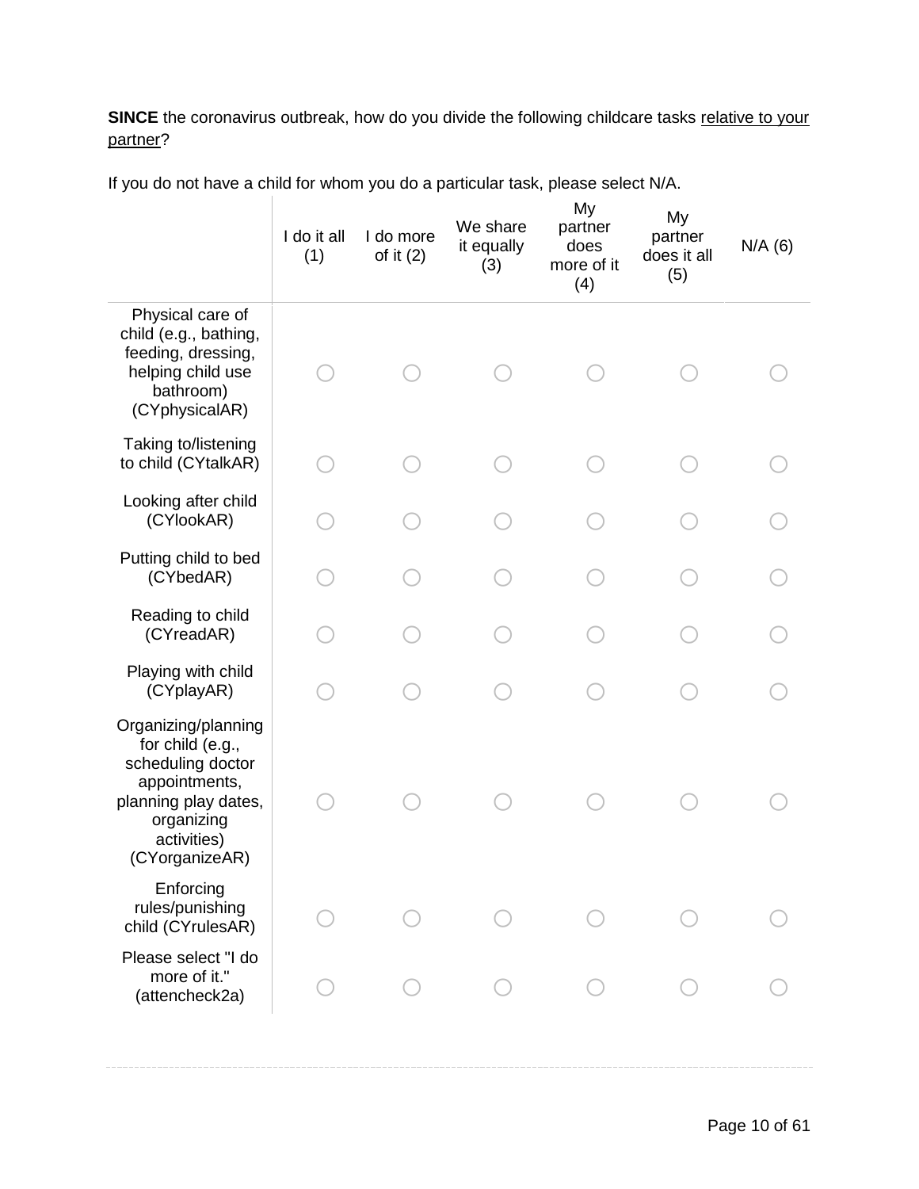**SINCE** the coronavirus outbreak, how do you divide the following childcare tasks relative to your partner?

If you do not have a child for whom you do a particular task, please select N/A.

| | I do it all (1) | I do more of it (2) | We share it equally (3) | My partner does more of it (4) | My partner does it all (5) | N/A (6) |
|---|---|---|---|---|---|---|
| Physical care of child (e.g., bathing, feeding, dressing, helping child use bathroom) (CYphysicalAR) | ○ | ○ | ○ | ○ | ○ | ○ |
| Taking to/listening to child (CYtalkAR) | ○ | ○ | ○ | ○ | ○ | ○ |
| Looking after child (CYlookAR) | ○ | ○ | ○ | ○ | ○ | ○ |
| Putting child to bed (CYbedAR) | ○ | ○ | ○ | ○ | ○ | ○ |
| Reading to child (CYreadAR) | ○ | ○ | ○ | ○ | ○ | ○ |
| Playing with child (CYplayAR) | ○ | ○ | ○ | ○ | ○ | ○ |
| Organizing/planning for child (e.g., scheduling doctor appointments, planning play dates, organizing activities) (CYorganizeAR) | ○ | ○ | ○ | ○ | ○ | ○ |
| Enforcing rules/punishing child (CYrulesAR) | ○ | ○ | ○ | ○ | ○ | ○ |
| Please select "I do more of it." (attencheck2a) | ○ | ○ | ○ | ○ | ○ | ○ |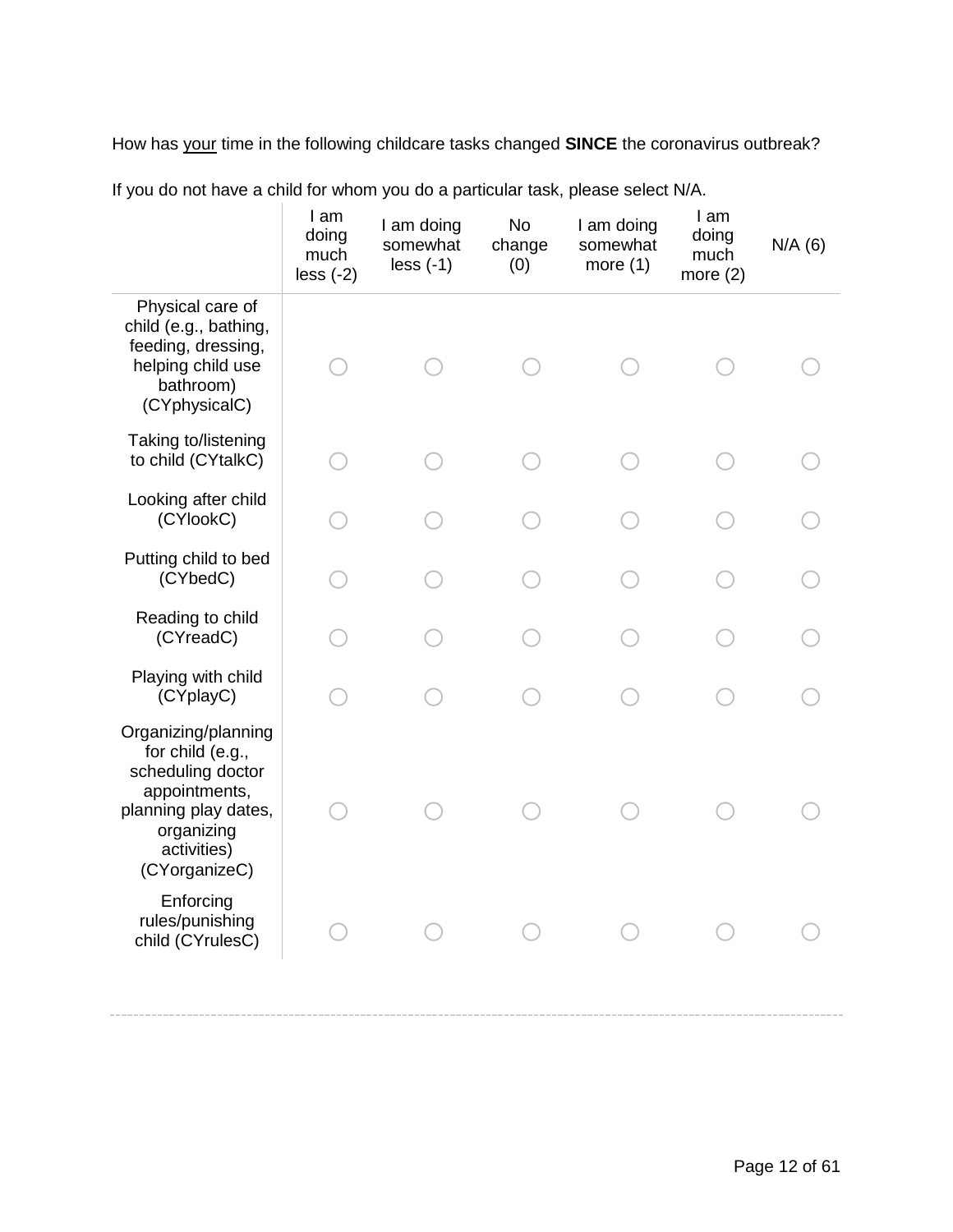How has <u>your</u> time in the following childcare tasks changed **SINCE** the coronavirus outbreak?

If you do not have a child for whom you do a particular task, please select N/A.

| | I am doing much less (-2) | I am doing somewhat less (-1) | No change (0) | I am doing somewhat more (1) | I am doing much more (2) | N/A (6) |
|---|---|---|---|---|---|---|
| Physical care of child (e.g., bathing, feeding, dressing, helping child use bathroom) (CYphysicalC) | ○ | ○ | ○ | ○ | ○ | ○ |
| Taking to/listening to child (CYtalkC) | ○ | ○ | ○ | ○ | ○ | ○ |
| Looking after child (CYlookC) | ○ | ○ | ○ | ○ | ○ | ○ |
| Putting child to bed (CYbedC) | ○ | ○ | ○ | ○ | ○ | ○ |
| Reading to child (CYreadC) | ○ | ○ | ○ | ○ | ○ | ○ |
| Playing with child (CYplayC) | ○ | ○ | ○ | ○ | ○ | ○ |
| Organizing/planning for child (e.g., scheduling doctor appointments, planning play dates, organizing activities) (CYorganizeC) | ○ | ○ | ○ | ○ | ○ | ○ |
| Enforcing rules/punishing child (CYrulesC) | ○ | ○ | ○ | ○ | ○ | ○ |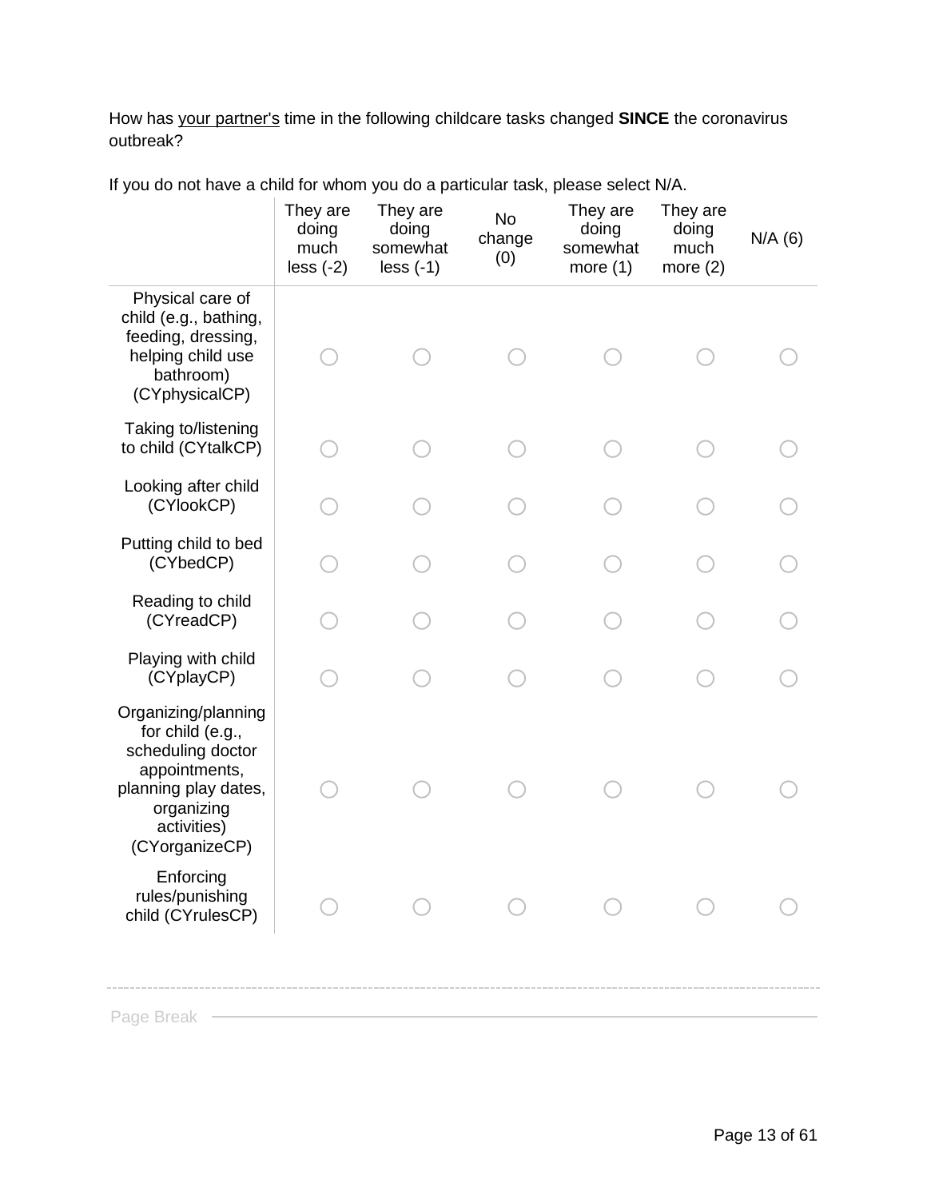How has <u>your partner's</u> time in the following childcare tasks changed **SINCE** the coronavirus outbreak?

If you do not have a child for whom you do a particular task, please select N/A.

| | They are doing much less (-2) | They are doing somewhat less (-1) | No change (0) | They are doing somewhat more (1) | They are doing much more (2) | N/A (6) |
|---|---|---|---|---|---|---|
| Physical care of child (e.g., bathing, feeding, dressing, helping child use bathroom) (CYphysicalCP) | ○ | ○ | ○ | ○ | ○ | ○ |
| Taking to/listening to child (CYtalkCP) | ○ | ○ | ○ | ○ | ○ | ○ |
| Looking after child (CYlookCP) | ○ | ○ | ○ | ○ | ○ | ○ |
| Putting child to bed (CYbedCP) | ○ | ○ | ○ | ○ | ○ | ○ |
| Reading to child (CYreadCP) | ○ | ○ | ○ | ○ | ○ | ○ |
| Playing with child (CYplayCP) | ○ | ○ | ○ | ○ | ○ | ○ |
| Organizing/planning for child (e.g., scheduling doctor appointments, planning play dates, organizing activities) (CYorganizeCP) | ○ | ○ | ○ | ○ | ○ | ○ |
| Enforcing rules/punishing child (CYrulesCP) | ○ | ○ | ○ | ○ | ○ | ○ |

Page Break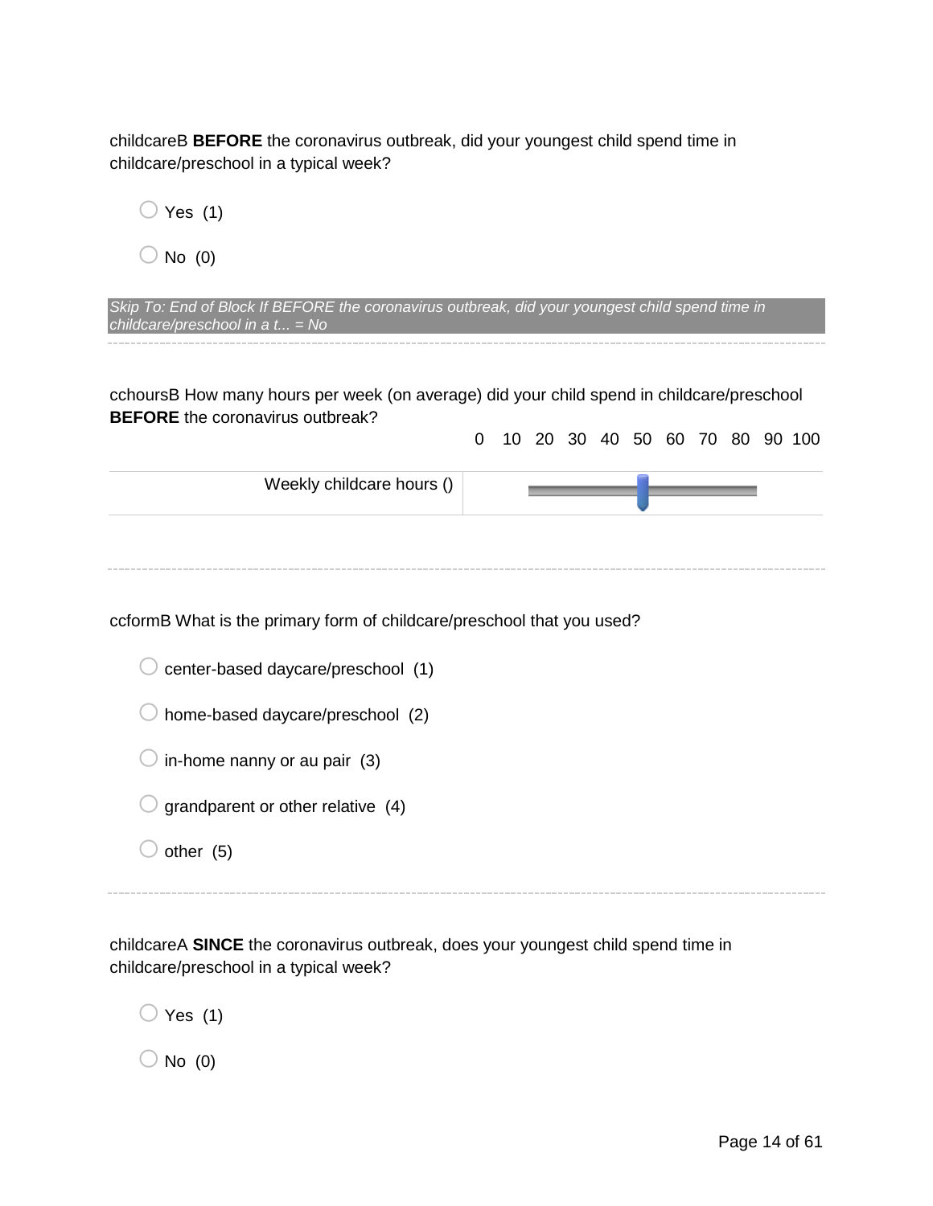childcareB **BEFORE** the coronavirus outbreak, did your youngest child spend time in childcare/preschool in a typical week?

- ○ Yes (1)
- ○ No (0)

*Skip To: End of Block If BEFORE the coronavirus outbreak, did your youngest child spend time in childcare/preschool in a t... = No*

---

cchoursB How many hours per week (on average) did your child spend in childcare/preschool **BEFORE** the coronavirus outbreak?

| | 0 10 20 30 40 50 60 70 80 90 100 |
|---|---|
| Weekly childcare hours () | |

---

ccformB What is the primary form of childcare/preschool that you used?

- ○ center-based daycare/preschool (1)
- ○ home-based daycare/preschool (2)
- ○ in-home nanny or au pair (3)
- ○ grandparent or other relative (4)
- ○ other (5)

---

childcareA **SINCE** the coronavirus outbreak, does your youngest child spend time in childcare/preschool in a typical week?

- ○ Yes (1)
- ○ No (0)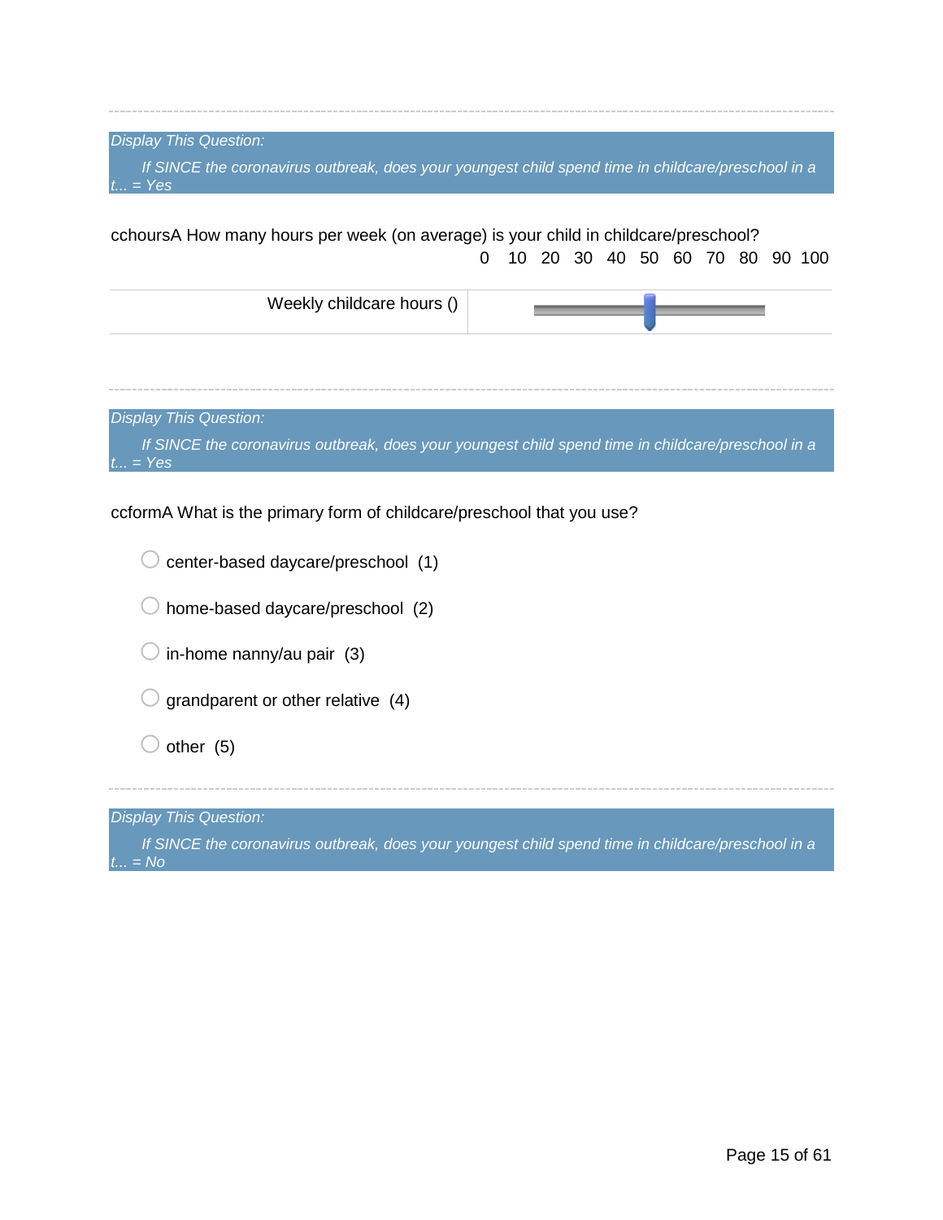---

*Display This Question:*

*If SINCE the coronavirus outbreak, does your youngest child spend time in childcare/preschool in a t... = Yes*

cchoursA How many hours per week (on average) is your child in childcare/preschool?

| | 0 10 20 30 40 50 60 70 80 90 100 |
|---|---|
| Weekly childcare hours () | |

---

*Display This Question:*

*If SINCE the coronavirus outbreak, does your youngest child spend time in childcare/preschool in a t... = Yes*

ccformA What is the primary form of childcare/preschool that you use?

- ○ center-based daycare/preschool (1)
- ○ home-based daycare/preschool (2)
- ○ in-home nanny/au pair (3)
- ○ grandparent or other relative (4)
- ○ other (5)

---

*Display This Question:*

*If SINCE the coronavirus outbreak, does your youngest child spend time in childcare/preschool in a t... = No*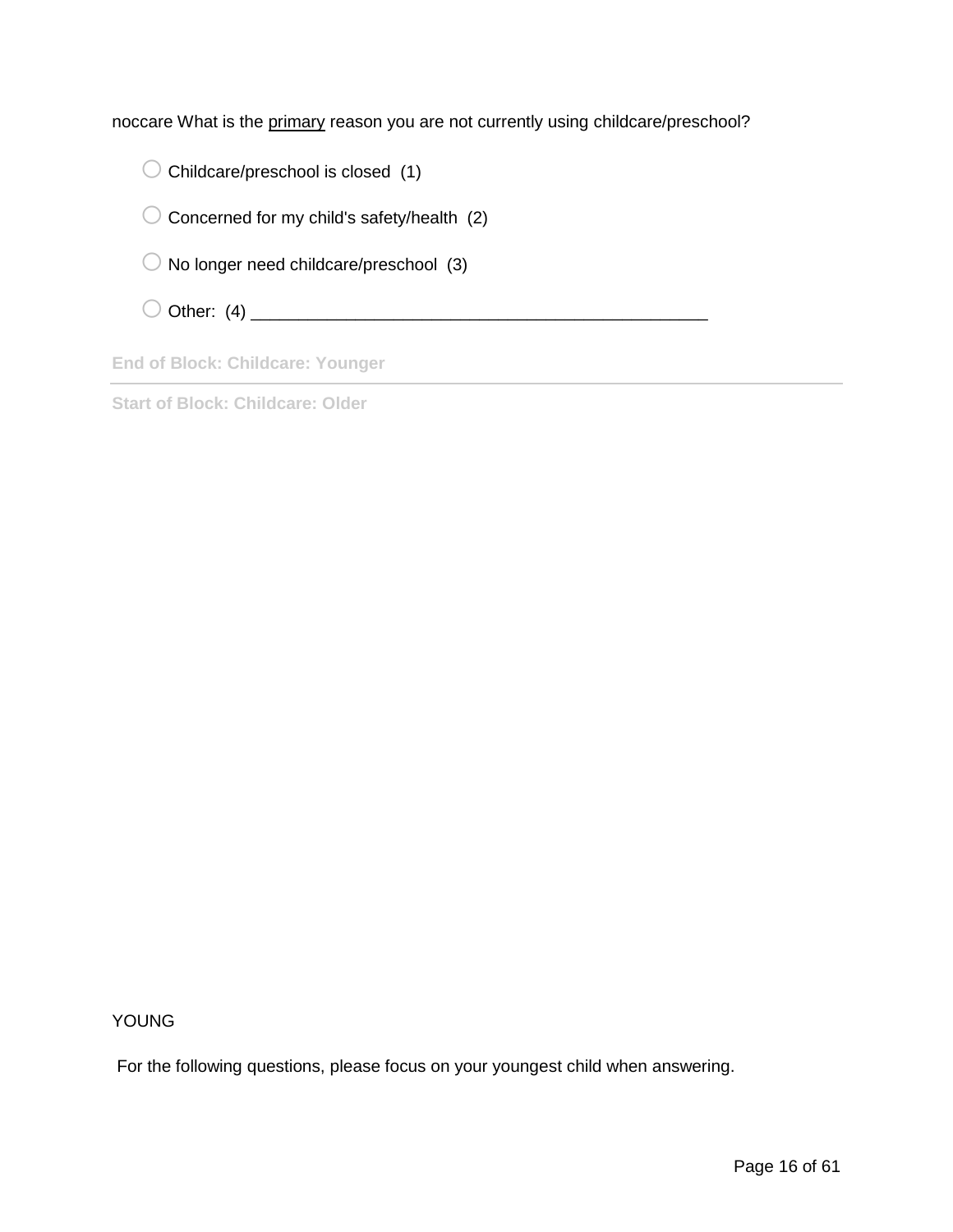noccare What is the <u>primary</u> reason you are not currently using childcare/preschool?

- ○ Childcare/preschool is closed (1)
- ○ Concerned for my child's safety/health (2)
- ○ No longer need childcare/preschool (3)
- ○ Other: (4) ________________________________________________

**End of Block: Childcare: Younger**

---

**Start of Block: Childcare: Older**

YOUNG

For the following questions, please focus on your youngest child when answering.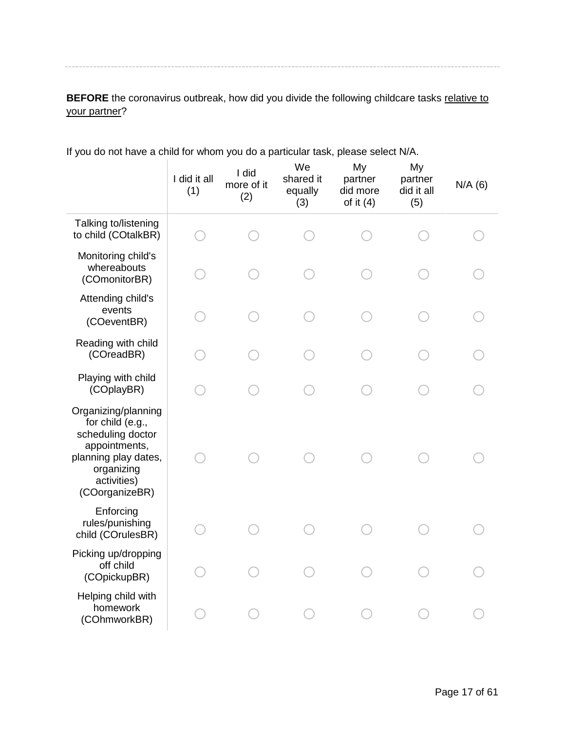---

**BEFORE** the coronavirus outbreak, how did you divide the following childcare tasks relative to your partner?

If you do not have a child for whom you do a particular task, please select N/A.

| | I did it all (1) | I did more of it (2) | We shared it equally (3) | My partner did more of it (4) | My partner did it all (5) | N/A (6) |
|---|---|---|---|---|---|---|
| Talking to/listening to child (COtalkBR) | ◯ | ◯ | ◯ | ◯ | ◯ | ◯ |
| Monitoring child's whereabouts (COmonitorBR) | ◯ | ◯ | ◯ | ◯ | ◯ | ◯ |
| Attending child's events (COeventBR) | ◯ | ◯ | ◯ | ◯ | ◯ | ◯ |
| Reading with child (COreadBR) | ◯ | ◯ | ◯ | ◯ | ◯ | ◯ |
| Playing with child (COplayBR) | ◯ | ◯ | ◯ | ◯ | ◯ | ◯ |
| Organizing/planning for child (e.g., scheduling doctor appointments, planning play dates, organizing activities) (COorganizeBR) | ◯ | ◯ | ◯ | ◯ | ◯ | ◯ |
| Enforcing rules/punishing child (COrulesBR) | ◯ | ◯ | ◯ | ◯ | ◯ | ◯ |
| Picking up/dropping off child (COpickupBR) | ◯ | ◯ | ◯ | ◯ | ◯ | ◯ |
| Helping child with homework (COhmworkBR) | ◯ | ◯ | ◯ | ◯ | ◯ | ◯ |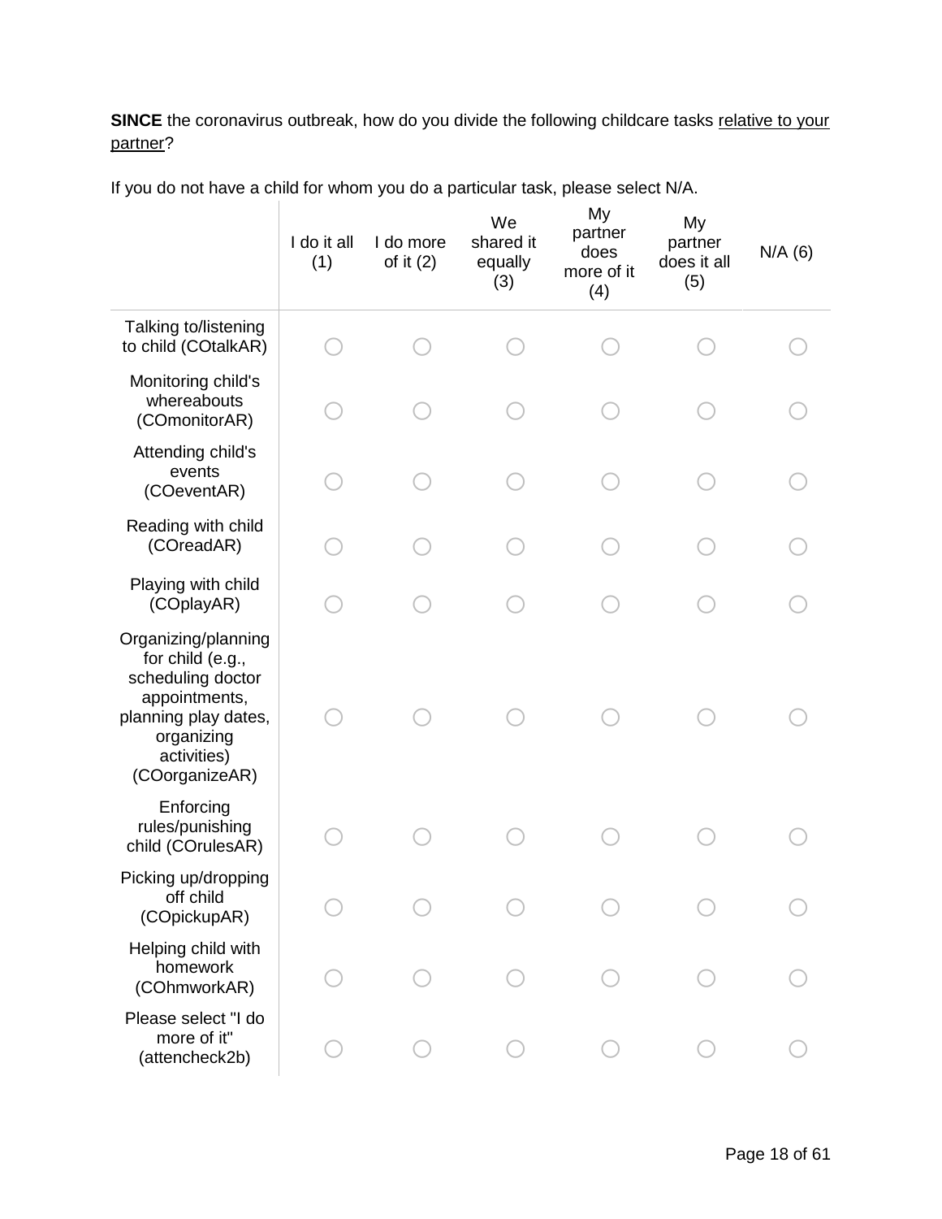**SINCE** the coronavirus outbreak, how do you divide the following childcare tasks relative to your partner?

If you do not have a child for whom you do a particular task, please select N/A.

| | I do it all (1) | I do more of it (2) | We shared it equally (3) | My partner does more of it (4) | My partner does it all (5) | N/A (6) |
|---|---|---|---|---|---|---|
| Talking to/listening to child (COtalkAR) | ○ | ○ | ○ | ○ | ○ | ○ |
| Monitoring child's whereabouts (COmonitorAR) | ○ | ○ | ○ | ○ | ○ | ○ |
| Attending child's events (COeventAR) | ○ | ○ | ○ | ○ | ○ | ○ |
| Reading with child (COreadAR) | ○ | ○ | ○ | ○ | ○ | ○ |
| Playing with child (COplayAR) | ○ | ○ | ○ | ○ | ○ | ○ |
| Organizing/planning for child (e.g., scheduling doctor appointments, planning play dates, organizing activities) (COorganizeAR) | ○ | ○ | ○ | ○ | ○ | ○ |
| Enforcing rules/punishing child (COrulesAR) | ○ | ○ | ○ | ○ | ○ | ○ |
| Picking up/dropping off child (COpickupAR) | ○ | ○ | ○ | ○ | ○ | ○ |
| Helping child with homework (COhmworkAR) | ○ | ○ | ○ | ○ | ○ | ○ |
| Please select "I do more of it" (attencheck2b) | ○ | ○ | ○ | ○ | ○ | ○ |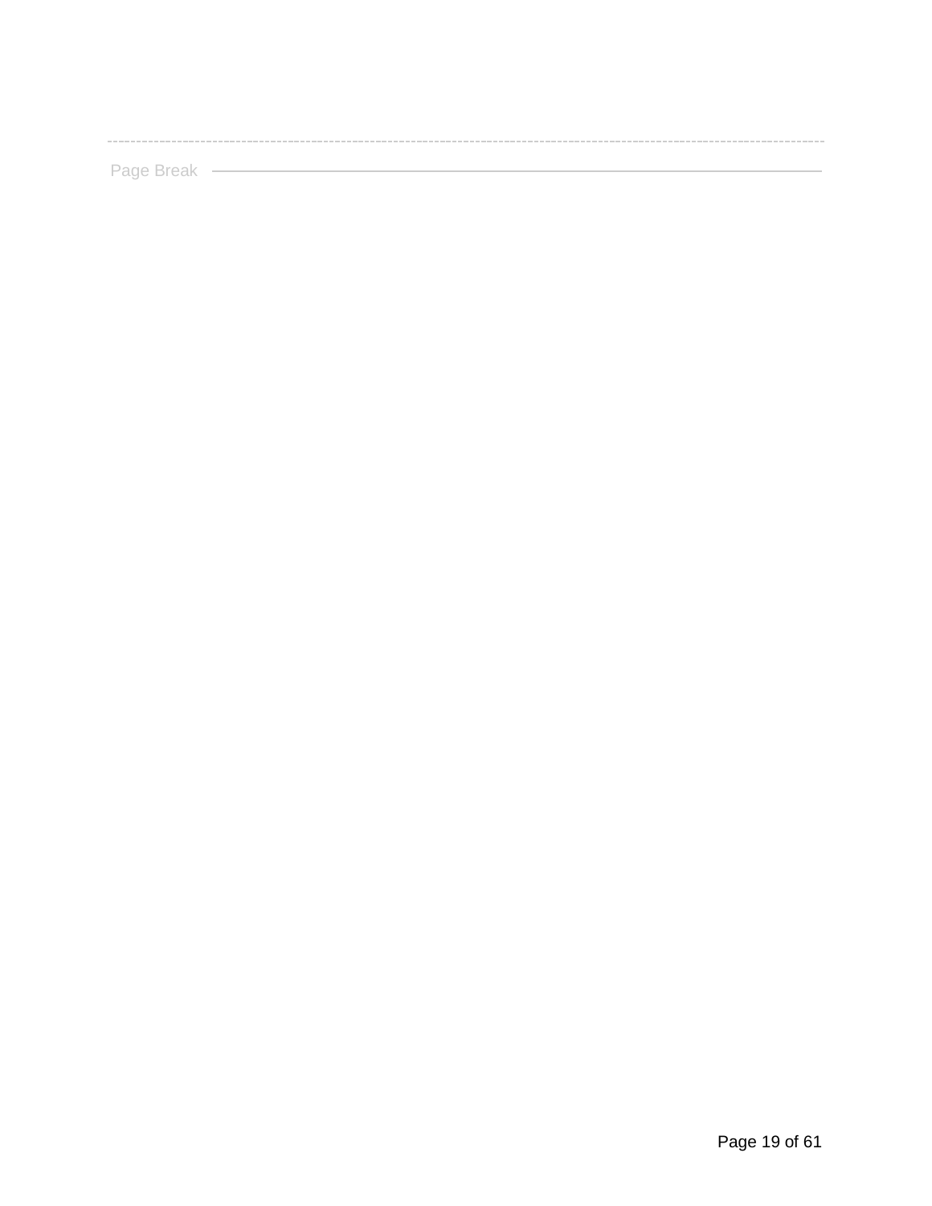Page Break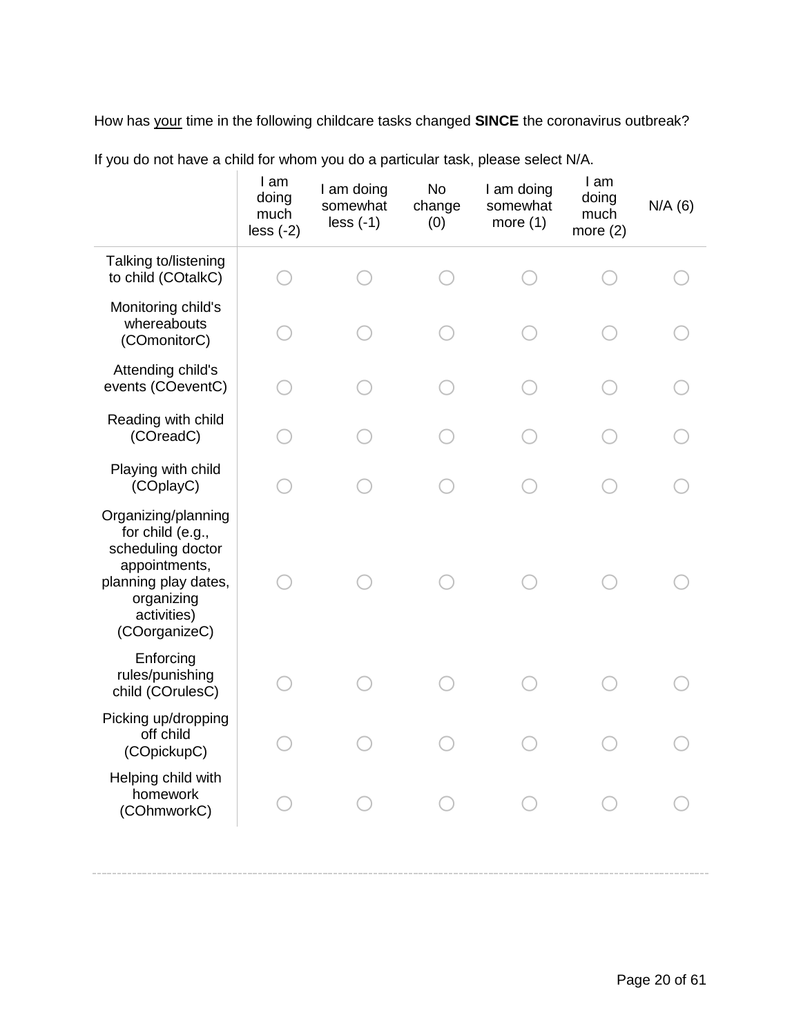How has <u>your</u> time in the following childcare tasks changed **SINCE** the coronavirus outbreak?

If you do not have a child for whom you do a particular task, please select N/A.

| | I am doing much less (-2) | I am doing somewhat less (-1) | No change (0) | I am doing somewhat more (1) | I am doing much more (2) | N/A (6) |
|---|---|---|---|---|---|---|
| Talking to/listening to child (COtalkC) | ○ | ○ | ○ | ○ | ○ | ○ |
| Monitoring child's whereabouts (COmonitorC) | ○ | ○ | ○ | ○ | ○ | ○ |
| Attending child's events (COeventC) | ○ | ○ | ○ | ○ | ○ | ○ |
| Reading with child (COreadC) | ○ | ○ | ○ | ○ | ○ | ○ |
| Playing with child (COplayC) | ○ | ○ | ○ | ○ | ○ | ○ |
| Organizing/planning for child (e.g., scheduling doctor appointments, planning play dates, organizing activities) (COorganizeC) | ○ | ○ | ○ | ○ | ○ | ○ |
| Enforcing rules/punishing child (COrulesC) | ○ | ○ | ○ | ○ | ○ | ○ |
| Picking up/dropping off child (COpickupC) | ○ | ○ | ○ | ○ | ○ | ○ |
| Helping child with homework (COhmworkC) | ○ | ○ | ○ | ○ | ○ | ○ |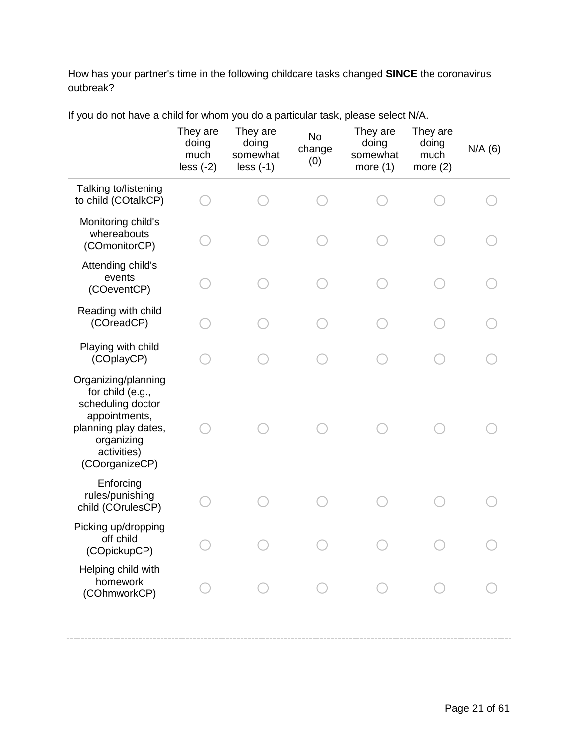How has <u>your partner's</u> time in the following childcare tasks changed **SINCE** the coronavirus outbreak?

If you do not have a child for whom you do a particular task, please select N/A.

| | They are doing much less (-2) | They are doing somewhat less (-1) | No change (0) | They are doing somewhat more (1) | They are doing much more (2) | N/A (6) |
|---|---|---|---|---|---|---|
| Talking to/listening to child (COtalkCP) | ○ | ○ | ○ | ○ | ○ | ○ |
| Monitoring child's whereabouts (COmonitorCP) | ○ | ○ | ○ | ○ | ○ | ○ |
| Attending child's events (COeventCP) | ○ | ○ | ○ | ○ | ○ | ○ |
| Reading with child (COreadCP) | ○ | ○ | ○ | ○ | ○ | ○ |
| Playing with child (COplayCP) | ○ | ○ | ○ | ○ | ○ | ○ |
| Organizing/planning for child (e.g., scheduling doctor appointments, planning play dates, organizing activities) (COorganizeCP) | ○ | ○ | ○ | ○ | ○ | ○ |
| Enforcing rules/punishing child (COrulesCP) | ○ | ○ | ○ | ○ | ○ | ○ |
| Picking up/dropping off child (COpickupCP) | ○ | ○ | ○ | ○ | ○ | ○ |
| Helping child with homework (COhmworkCP) | ○ | ○ | ○ | ○ | ○ | ○ |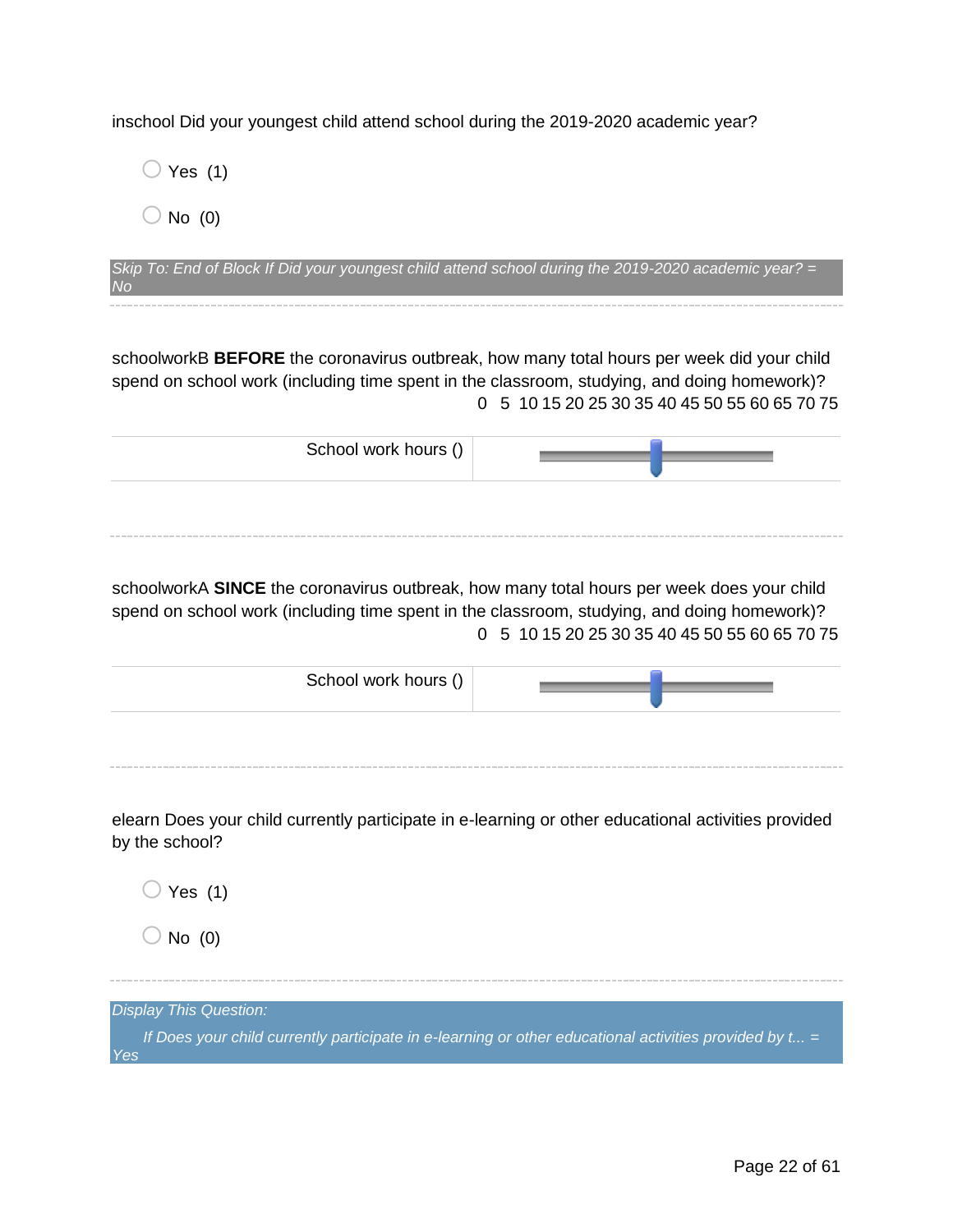inschool Did your youngest child attend school during the 2019-2020 academic year?

- Yes (1)
- No (0)

*Skip To: End of Block If Did your youngest child attend school during the 2019-2020 academic year? = No*

---

schoolworkB **BEFORE** the coronavirus outbreak, how many total hours per week did your child spend on school work (including time spent in the classroom, studying, and doing homework)?

| | 0 5 10 15 20 25 30 35 40 45 50 55 60 65 70 75 |
|---|---|
| School work hours () | |

---

schoolworkA **SINCE** the coronavirus outbreak, how many total hours per week does your child spend on school work (including time spent in the classroom, studying, and doing homework)?

| | 0 5 10 15 20 25 30 35 40 45 50 55 60 65 70 75 |
|---|---|
| School work hours () | |

---

elearn Does your child currently participate in e-learning or other educational activities provided by the school?

- Yes (1)
- No (0)

---

*Display This Question:*

*If Does your child currently participate in e-learning or other educational activities provided by t... = Yes*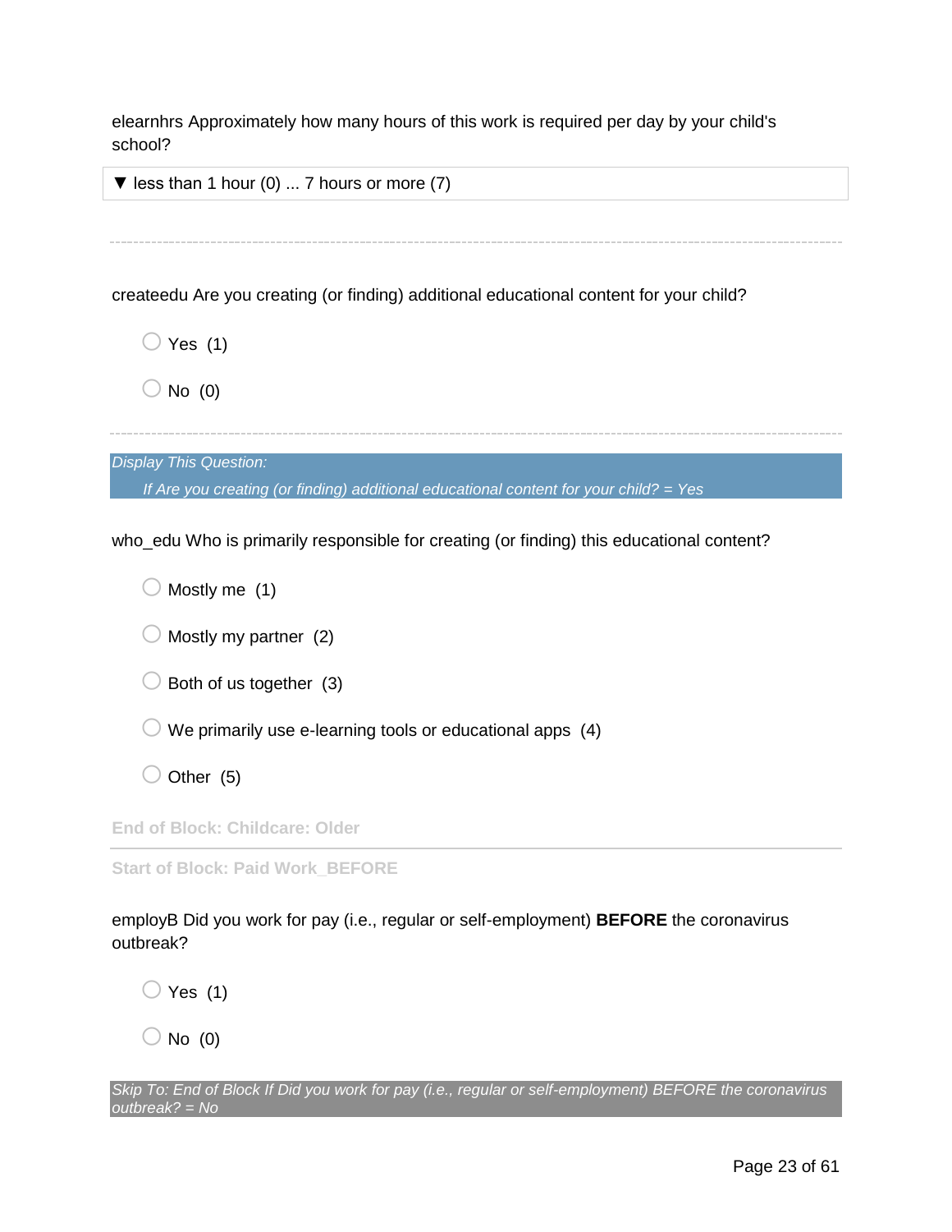elearnhrs Approximately how many hours of this work is required per day by your child's school?

▼ less than 1 hour (0) ... 7 hours or more (7)

---

createedu Are you creating (or finding) additional educational content for your child?

- Yes (1)
- No (0)

---

*Display This Question:*

*If Are you creating (or finding) additional educational content for your child? = Yes*

who_edu Who is primarily responsible for creating (or finding) this educational content?

- Mostly me (1)
- Mostly my partner (2)
- Both of us together (3)
- We primarily use e-learning tools or educational apps (4)
- Other (5)

**End of Block: Childcare: Older**

---

**Start of Block: Paid Work_BEFORE**

employB Did you work for pay (i.e., regular or self-employment) **BEFORE** the coronavirus outbreak?

- Yes (1)
- No (0)

*Skip To: End of Block If Did you work for pay (i.e., regular or self-employment) BEFORE the coronavirus outbreak? = No*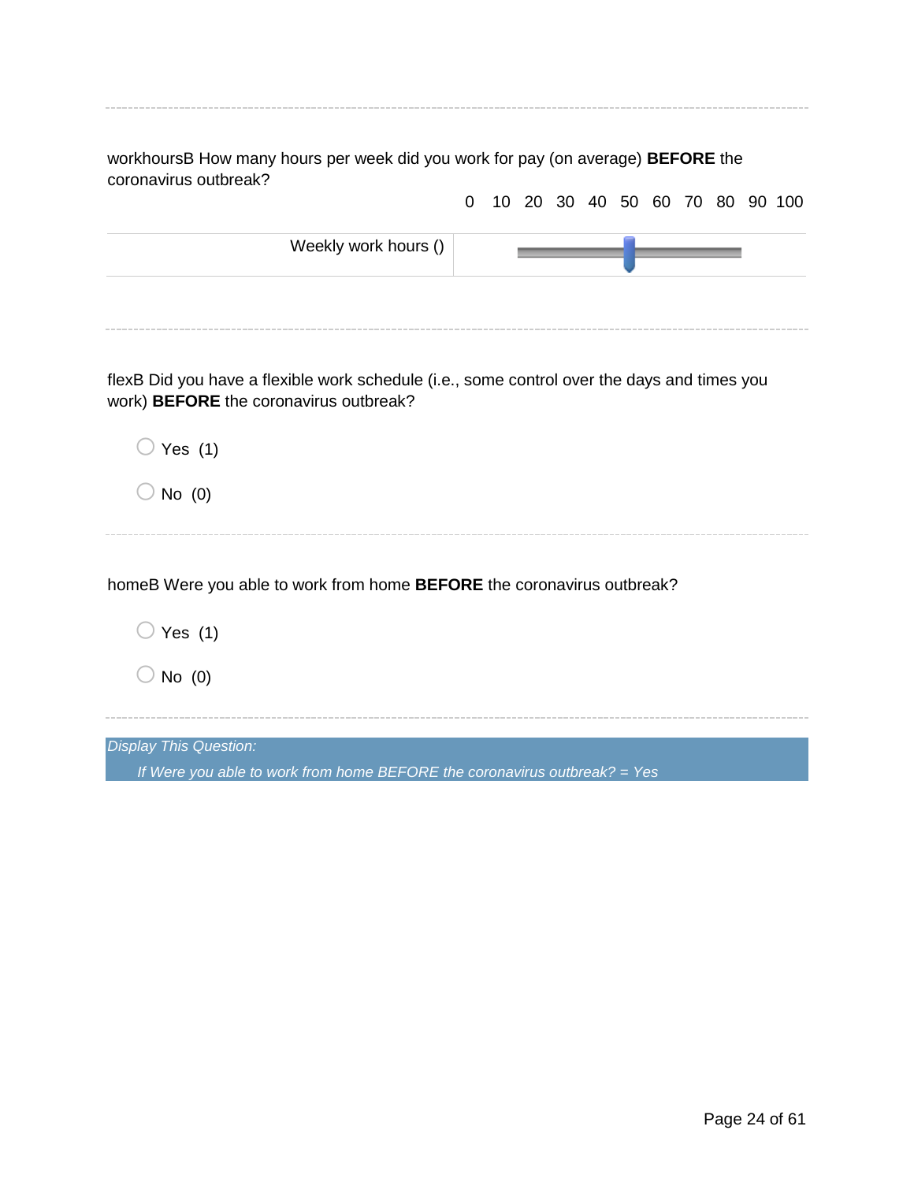workhoursB How many hours per week did you work for pay (on average) **BEFORE** the coronavirus outbreak?

| | 0 10 20 30 40 50 60 70 80 90 100 |
|---|---|
| Weekly work hours () | |

---

flexB Did you have a flexible work schedule (i.e., some control over the days and times you work) **BEFORE** the coronavirus outbreak?

- Yes (1)
- No (0)

---

homeB Were you able to work from home **BEFORE** the coronavirus outbreak?

- Yes (1)
- No (0)

---

*Display This Question:*

*If Were you able to work from home BEFORE the coronavirus outbreak? = Yes*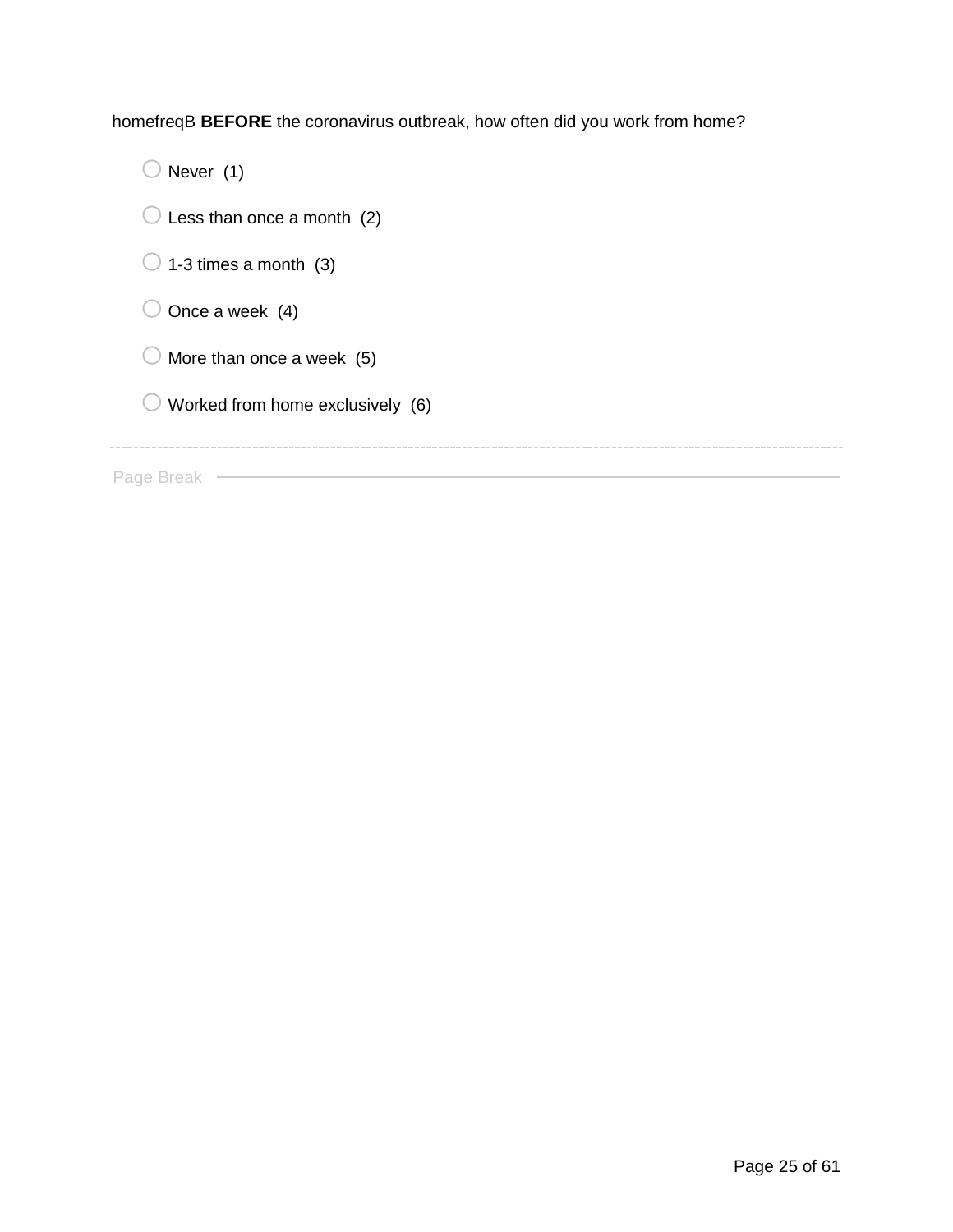homefreqB **BEFORE** the coronavirus outbreak, how often did you work from home?

- Never (1)
- Less than once a month (2)
- 1-3 times a month (3)
- Once a week (4)
- More than once a week (5)
- Worked from home exclusively (6)

---

Page Break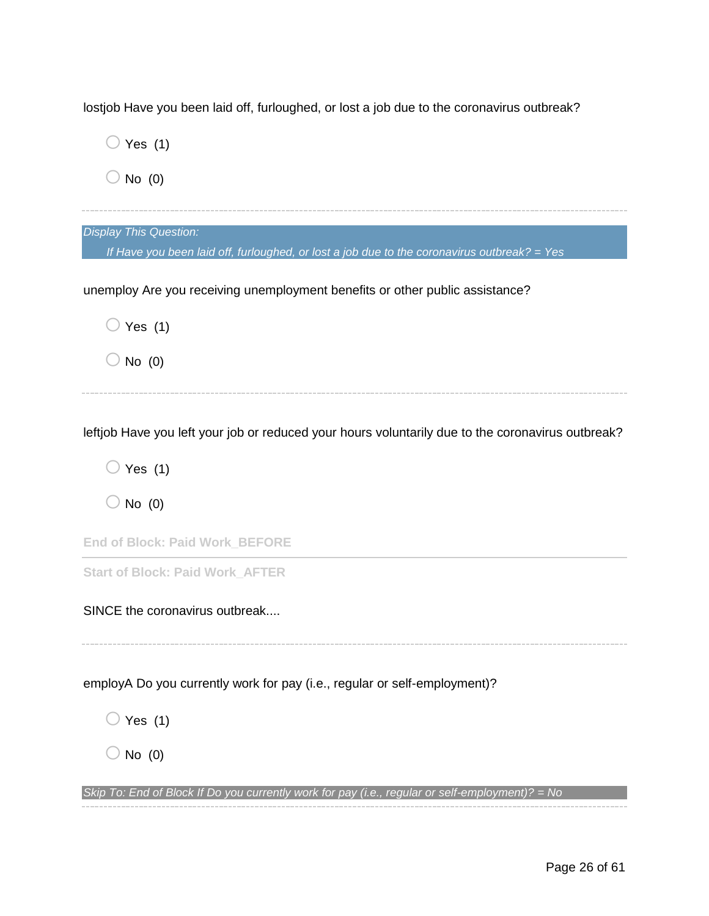lostjob Have you been laid off, furloughed, or lost a job due to the coronavirus outbreak?

- Yes (1)
- No (0)

---

*Display This Question:*

*If Have you been laid off, furloughed, or lost a job due to the coronavirus outbreak? = Yes*

unemploy Are you receiving unemployment benefits or other public assistance?

- Yes (1)
- No (0)

---

leftjob Have you left your job or reduced your hours voluntarily due to the coronavirus outbreak?

- Yes (1)
- No (0)

**End of Block: Paid Work_BEFORE**

---

**Start of Block: Paid Work_AFTER**

SINCE the coronavirus outbreak....

---

employA Do you currently work for pay (i.e., regular or self-employment)?

- Yes (1)
- No (0)

*Skip To: End of Block If Do you currently work for pay (i.e., regular or self-employment)? = No*

---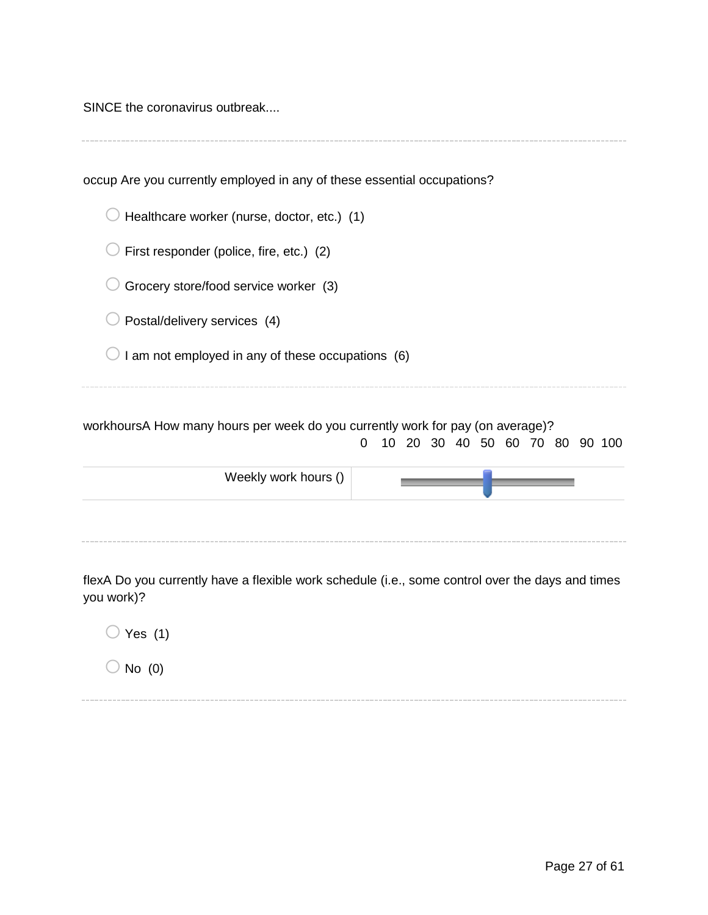SINCE the coronavirus outbreak....

---

occup Are you currently employed in any of these essential occupations?

- Healthcare worker (nurse, doctor, etc.) (1)
- First responder (police, fire, etc.) (2)
- Grocery store/food service worker (3)
- Postal/delivery services (4)
- I am not employed in any of these occupations (6)

---

workhoursA How many hours per week do you currently work for pay (on average)?

| | 0 10 20 30 40 50 60 70 80 90 100 |
|---|---|
| Weekly work hours () | |

---

flexA Do you currently have a flexible work schedule (i.e., some control over the days and times you work)?

- Yes (1)
- No (0)

---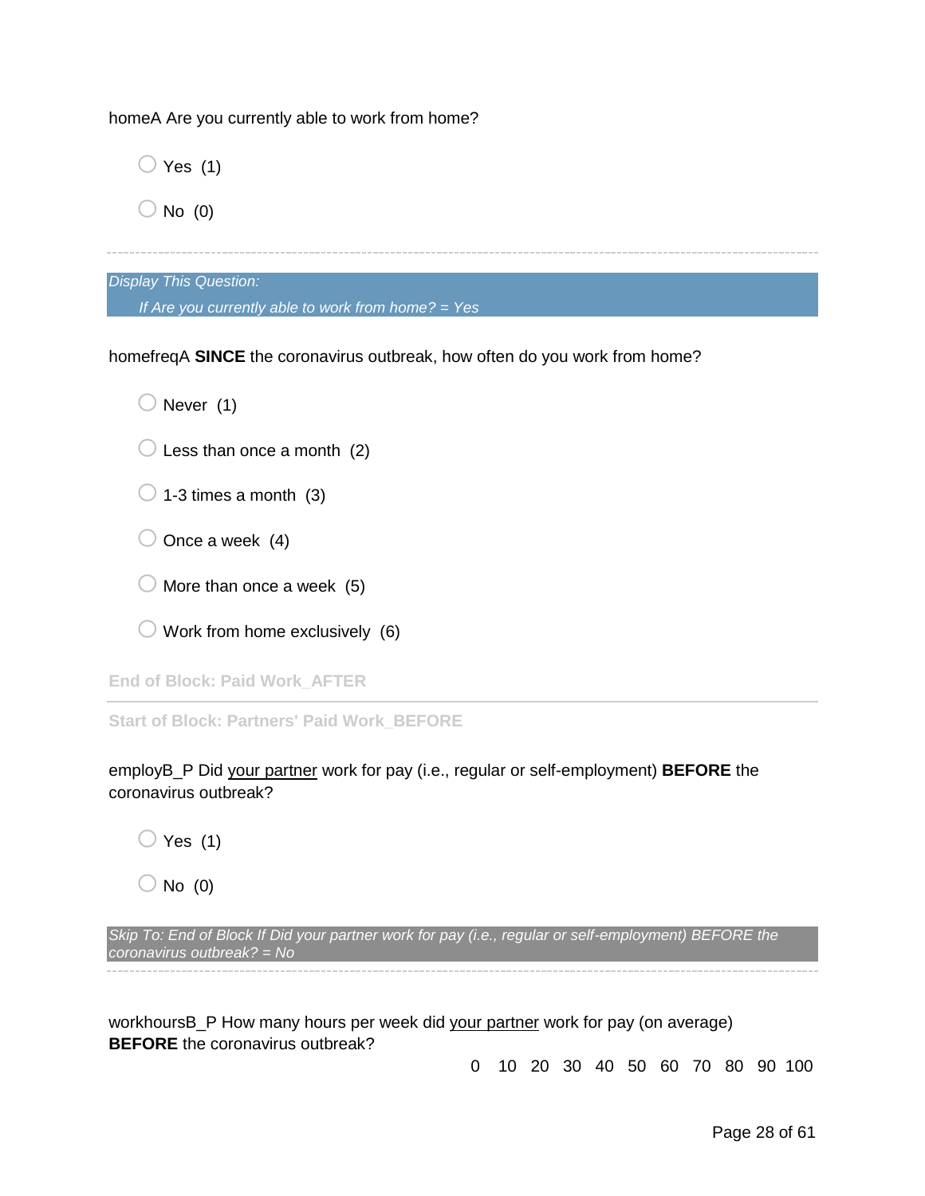homeA Are you currently able to work from home?

- Yes (1)
- No (0)

---

*Display This Question:*

*If Are you currently able to work from home? = Yes*

homefreqA **SINCE** the coronavirus outbreak, how often do you work from home?

- Never (1)
- Less than once a month (2)
- 1-3 times a month (3)
- Once a week (4)
- More than once a week (5)
- Work from home exclusively (6)

**End of Block: Paid Work_AFTER**

---

**Start of Block: Partners' Paid Work_BEFORE**

employB_P Did <u>your partner</u> work for pay (i.e., regular or self-employment) **BEFORE** the coronavirus outbreak?

- Yes (1)
- No (0)

*Skip To: End of Block If Did your partner work for pay (i.e., regular or self-employment) BEFORE the coronavirus outbreak? = No*

---

workhoursB_P How many hours per week did <u>your partner</u> work for pay (on average) **BEFORE** the coronavirus outbreak?

0 10 20 30 40 50 60 70 80 90 100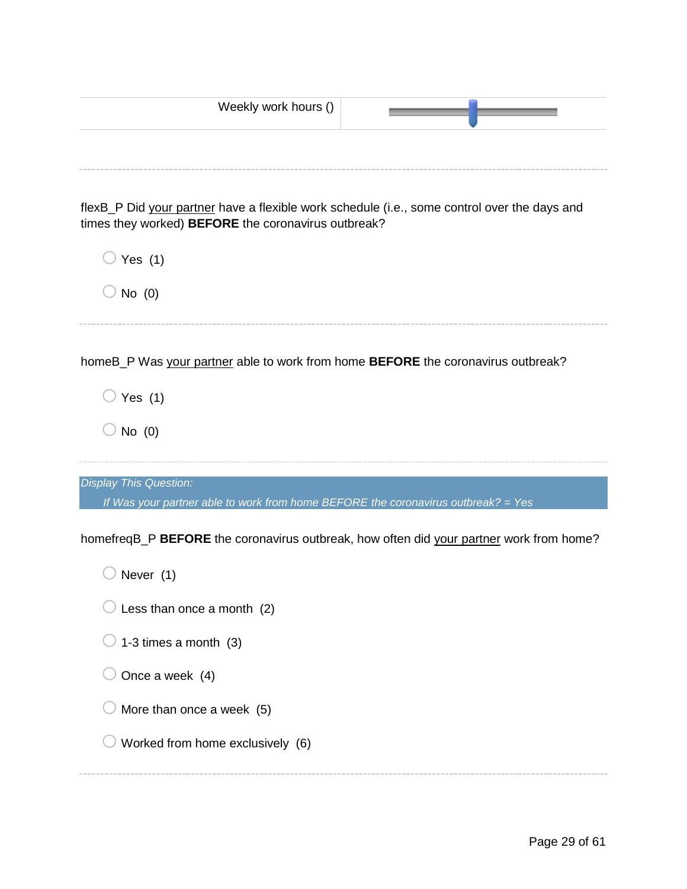| Weekly work hours () | |
|---|---|

---

flexB_P Did your partner have a flexible work schedule (i.e., some control over the days and times they worked) **BEFORE** the coronavirus outbreak?

- Yes (1)
- No (0)

---

homeB_P Was your partner able to work from home **BEFORE** the coronavirus outbreak?

- Yes (1)
- No (0)

---

*Display This Question:*

*If Was your partner able to work from home BEFORE the coronavirus outbreak? = Yes*

homefreqB_P **BEFORE** the coronavirus outbreak, how often did your partner work from home?

- Never (1)
- Less than once a month (2)
- 1-3 times a month (3)
- Once a week (4)
- More than once a week (5)
- Worked from home exclusively (6)

---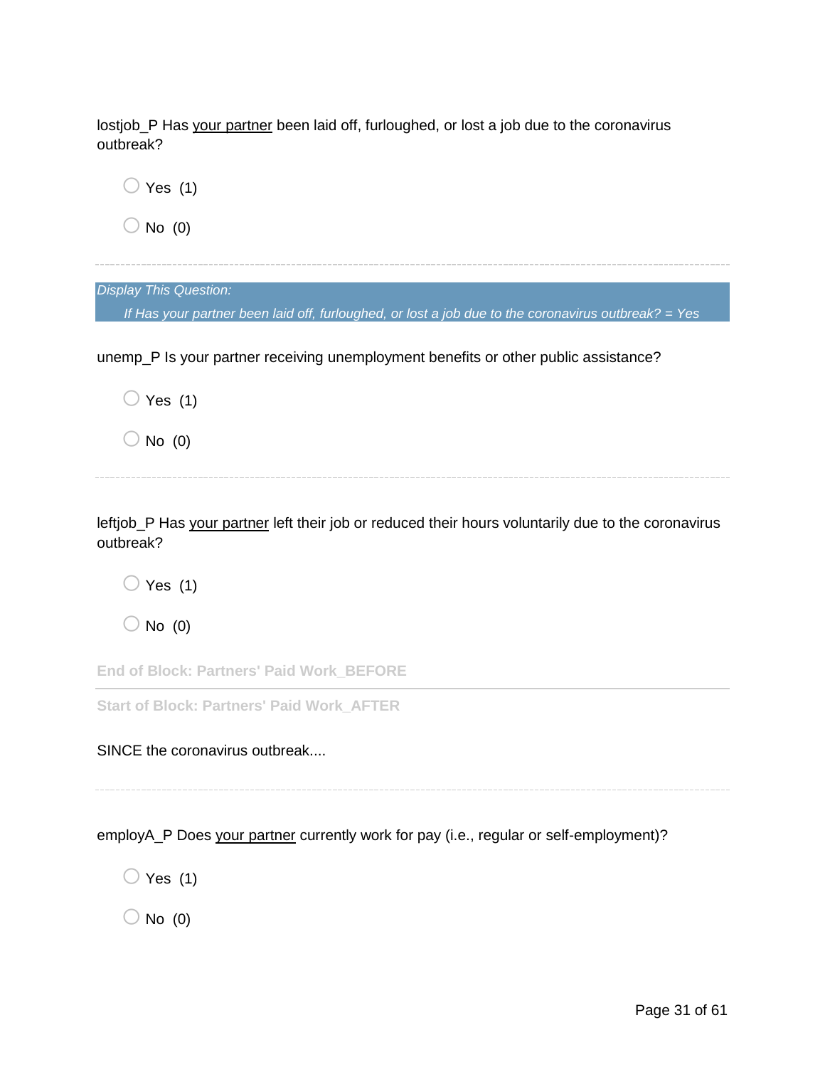lostjob_P Has <u>your partner</u> been laid off, furloughed, or lost a job due to the coronavirus outbreak?

- Yes (1)
- No (0)

---

*Display This Question:*

*If Has your partner been laid off, furloughed, or lost a job due to the coronavirus outbreak? = Yes*

unemp_P Is your partner receiving unemployment benefits or other public assistance?

- Yes (1)
- No (0)

---

leftjob_P Has <u>your partner</u> left their job or reduced their hours voluntarily due to the coronavirus outbreak?

- Yes (1)
- No (0)

**End of Block: Partners' Paid Work_BEFORE**

---

**Start of Block: Partners' Paid Work_AFTER**

SINCE the coronavirus outbreak....

---

employA_P Does <u>your partner</u> currently work for pay (i.e., regular or self-employment)?

- Yes (1)
- No (0)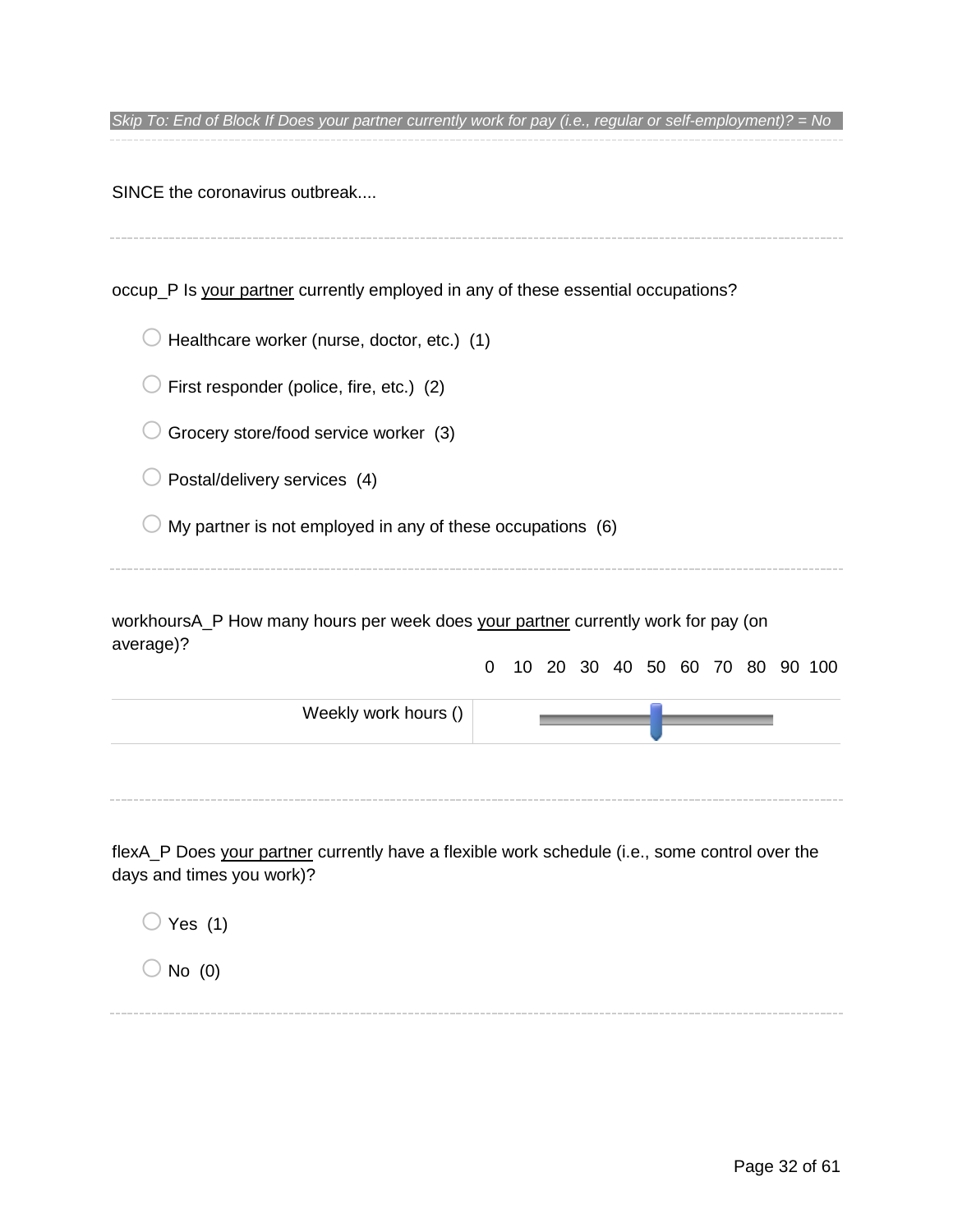*Skip To: End of Block If Does your partner currently work for pay (i.e., regular or self-employment)? = No*

---

SINCE the coronavirus outbreak....

---

occup_P Is your partner currently employed in any of these essential occupations?

- ○ Healthcare worker (nurse, doctor, etc.) (1)
- ○ First responder (police, fire, etc.) (2)
- ○ Grocery store/food service worker (3)
- ○ Postal/delivery services (4)
- ○ My partner is not employed in any of these occupations (6)

---

workhoursA_P How many hours per week does your partner currently work for pay (on average)?

| | 0 10 20 30 40 50 60 70 80 90 100 |
|---|---|
| Weekly work hours () | |

---

flexA_P Does your partner currently have a flexible work schedule (i.e., some control over the days and times you work)?

- ○ Yes (1)
- ○ No (0)

---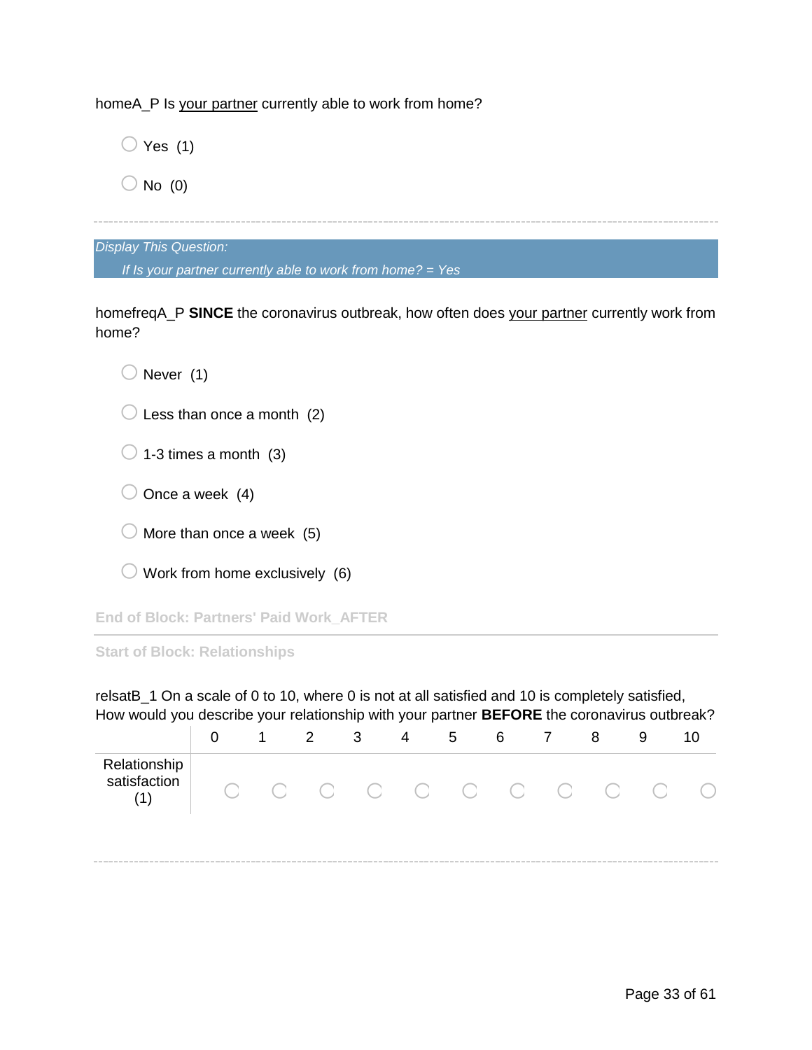homeA_P Is <u>your partner</u> currently able to work from home?

- ○ Yes (1)
- ○ No (0)

---

*Display This Question:*

*If Is your partner currently able to work from home? = Yes*

homefreqA_P **SINCE** the coronavirus outbreak, how often does <u>your partner</u> currently work from home?

- ○ Never (1)
- ○ Less than once a month (2)
- ○ 1-3 times a month (3)
- ○ Once a week (4)
- ○ More than once a week (5)
- ○ Work from home exclusively (6)

**End of Block: Partners' Paid Work_AFTER**

---

**Start of Block: Relationships**

relsatB_1 On a scale of 0 to 10, where 0 is not at all satisfied and 10 is completely satisfied, How would you describe your relationship with your partner **BEFORE** the coronavirus outbreak?

| | 0 | 1 | 2 | 3 | 4 | 5 | 6 | 7 | 8 | 9 | 10 |
|---|---|---|---|---|---|---|---|---|---|---|---|
| Relationship satisfaction (1) | ○ | ○ | ○ | ○ | ○ | ○ | ○ | ○ | ○ | ○ | ○ |

---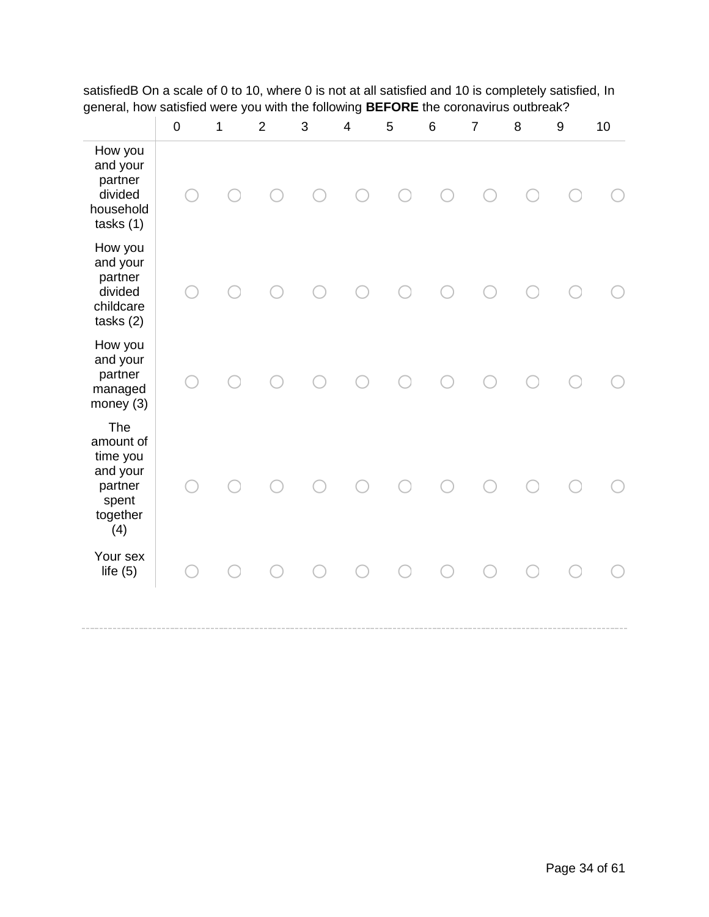satisfiedB On a scale of 0 to 10, where 0 is not at all satisfied and 10 is completely satisfied, In general, how satisfied were you with the following **BEFORE** the coronavirus outbreak?

| | 0 | 1 | 2 | 3 | 4 | 5 | 6 | 7 | 8 | 9 | 10 |
|---|---|---|---|---|---|---|---|---|---|---|---|
| How you and your partner divided household tasks (1) | ○ | ○ | ○ | ○ | ○ | ○ | ○ | ○ | ○ | ○ | ○ |
| How you and your partner divided childcare tasks (2) | ○ | ○ | ○ | ○ | ○ | ○ | ○ | ○ | ○ | ○ | ○ |
| How you and your partner managed money (3) | ○ | ○ | ○ | ○ | ○ | ○ | ○ | ○ | ○ | ○ | ○ |
| The amount of time you and your partner spent together (4) | ○ | ○ | ○ | ○ | ○ | ○ | ○ | ○ | ○ | ○ | ○ |
| Your sex life (5) | ○ | ○ | ○ | ○ | ○ | ○ | ○ | ○ | ○ | ○ | ○ |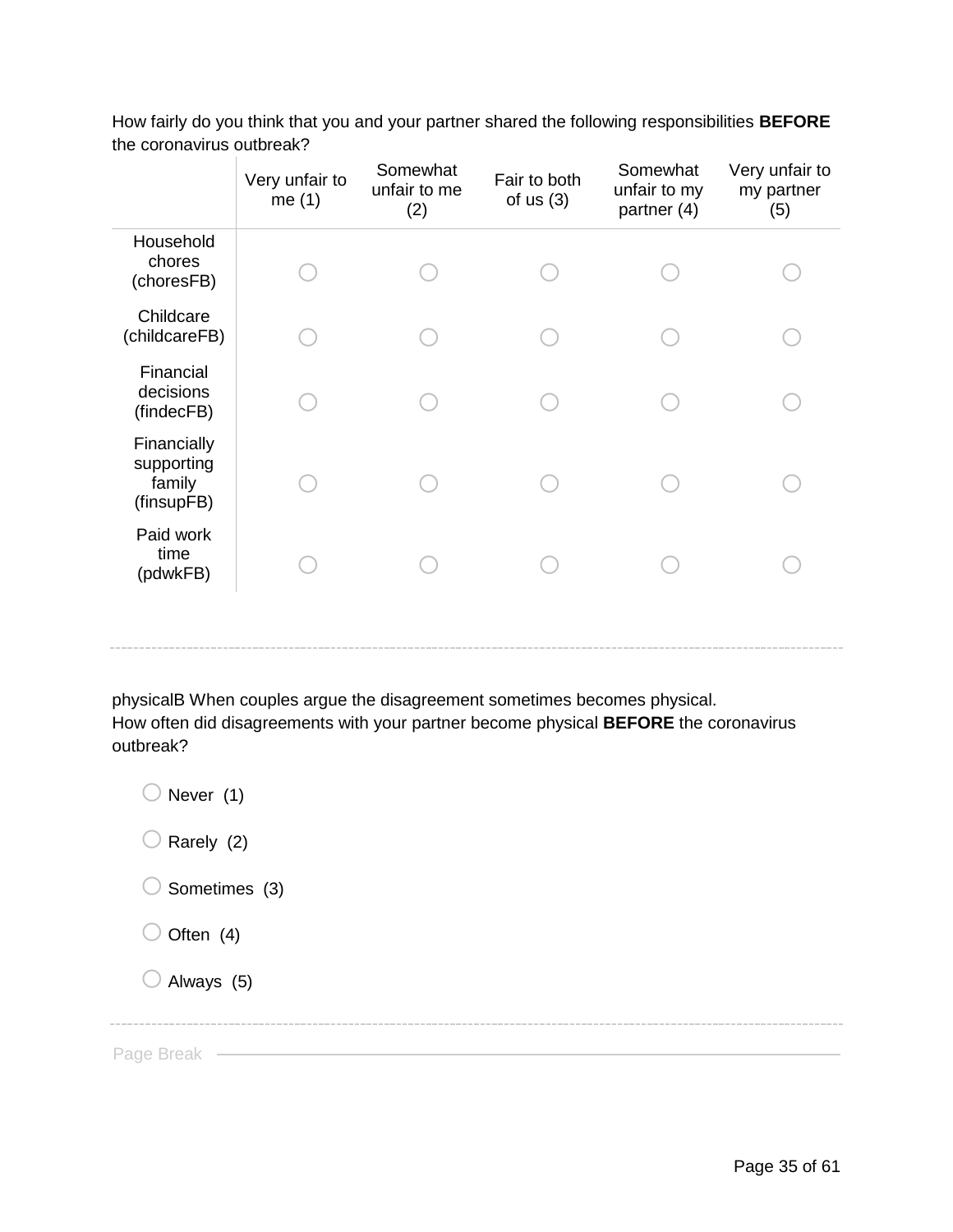How fairly do you think that you and your partner shared the following responsibilities **BEFORE** the coronavirus outbreak?

| | Very unfair to me (1) | Somewhat unfair to me (2) | Fair to both of us (3) | Somewhat unfair to my partner (4) | Very unfair to my partner (5) |
|---|---|---|---|---|---|
| Household chores (choresFB) | ○ | ○ | ○ | ○ | ○ |
| Childcare (childcareFB) | ○ | ○ | ○ | ○ | ○ |
| Financial decisions (findecFB) | ○ | ○ | ○ | ○ | ○ |
| Financially supporting family (finsupFB) | ○ | ○ | ○ | ○ | ○ |
| Paid work time (pdwkFB) | ○ | ○ | ○ | ○ | ○ |

---

physicalB When couples argue the disagreement sometimes becomes physical.
How often did disagreements with your partner become physical **BEFORE** the coronavirus outbreak?

- ○ Never (1)
- ○ Rarely (2)
- ○ Sometimes (3)
- ○ Often (4)
- ○ Always (5)

---

Page Break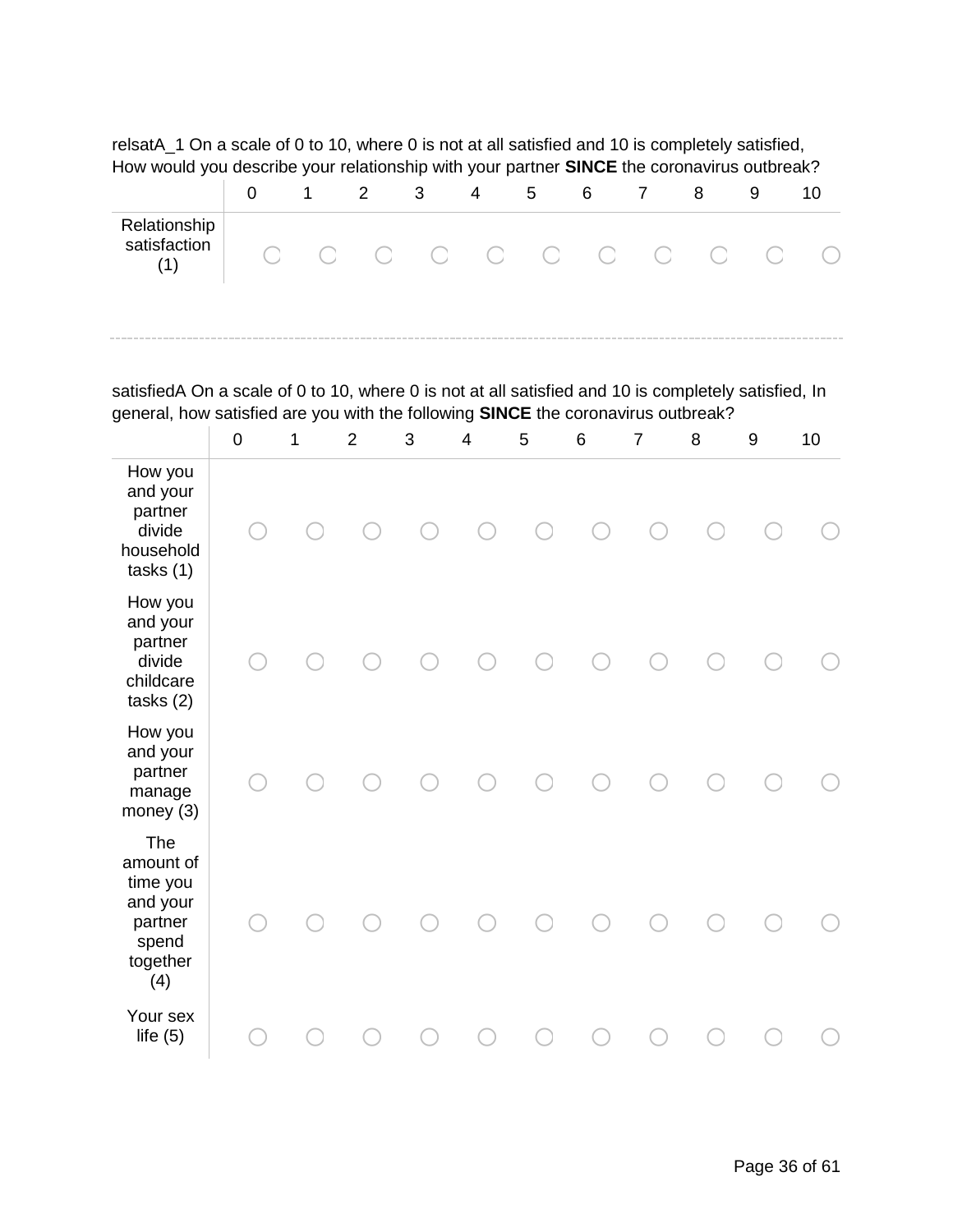relsatA_1 On a scale of 0 to 10, where 0 is not at all satisfied and 10 is completely satisfied, How would you describe your relationship with your partner **SINCE** the coronavirus outbreak?

| | 0 | 1 | 2 | 3 | 4 | 5 | 6 | 7 | 8 | 9 | 10 |
|---|---|---|---|---|---|---|---|---|---|---|---|
| Relationship satisfaction (1) | ○ | ○ | ○ | ○ | ○ | ○ | ○ | ○ | ○ | ○ | ○ |

---

satisfiedA On a scale of 0 to 10, where 0 is not at all satisfied and 10 is completely satisfied, In general, how satisfied are you with the following **SINCE** the coronavirus outbreak?

| | 0 | 1 | 2 | 3 | 4 | 5 | 6 | 7 | 8 | 9 | 10 |
|---|---|---|---|---|---|---|---|---|---|---|---|
| How you and your partner divide household tasks (1) | ○ | ○ | ○ | ○ | ○ | ○ | ○ | ○ | ○ | ○ | ○ |
| How you and your partner divide childcare tasks (2) | ○ | ○ | ○ | ○ | ○ | ○ | ○ | ○ | ○ | ○ | ○ |
| How you and your partner manage money (3) | ○ | ○ | ○ | ○ | ○ | ○ | ○ | ○ | ○ | ○ | ○ |
| The amount of time you and your partner spend together (4) | ○ | ○ | ○ | ○ | ○ | ○ | ○ | ○ | ○ | ○ | ○ |
| Your sex life (5) | ○ | ○ | ○ | ○ | ○ | ○ | ○ | ○ | ○ | ○ | ○ |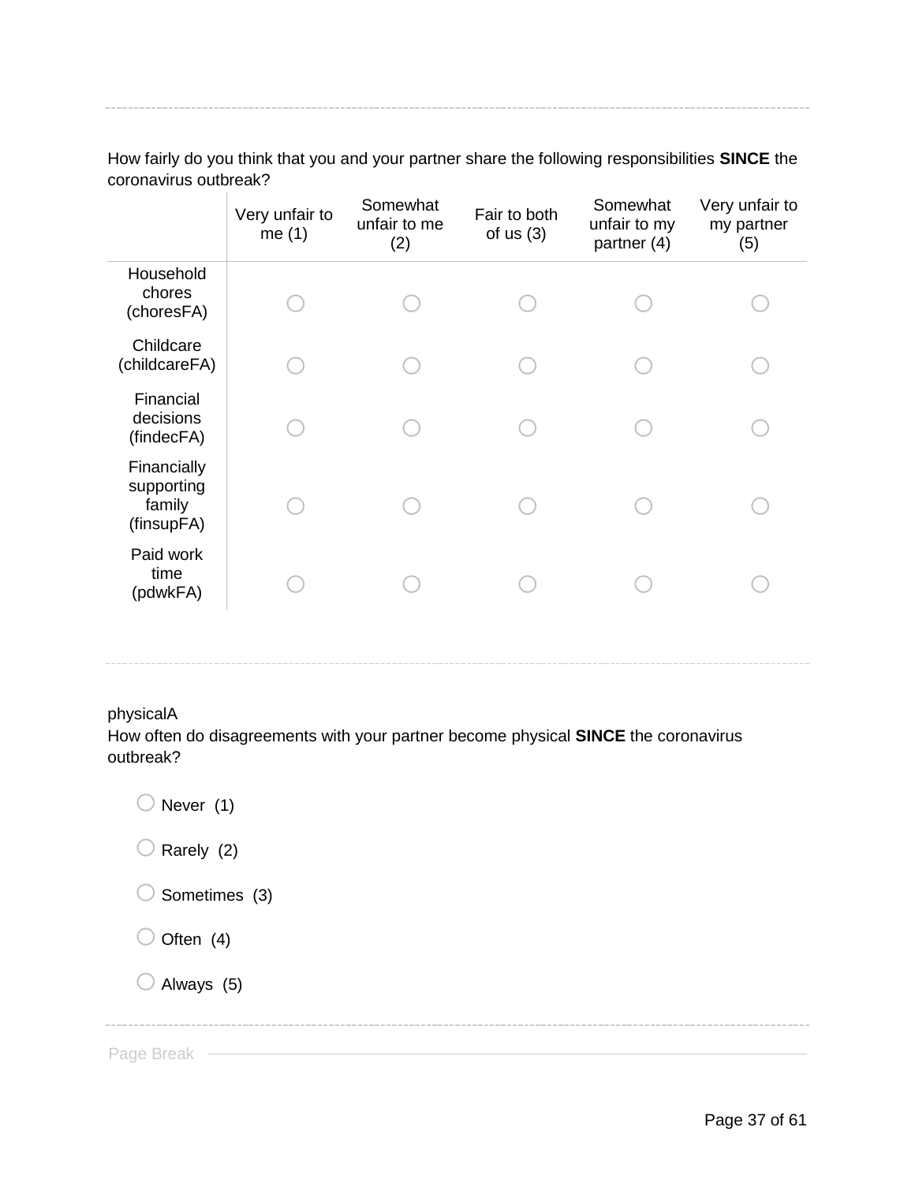How fairly do you think that you and your partner share the following responsibilities **SINCE** the coronavirus outbreak?

| | Very unfair to me (1) | Somewhat unfair to me (2) | Fair to both of us (3) | Somewhat unfair to my partner (4) | Very unfair to my partner (5) |
|---|---|---|---|---|---|
| Household chores (choresFA) | o | o | o | o | o |
| Childcare (childcareFA) | o | o | o | o | o |
| Financial decisions (findecFA) | o | o | o | o | o |
| Financially supporting family (finsupFA) | o | o | o | o | o |
| Paid work time (pdwkFA) | o | o | o | o | o |

physicalA

How often do disagreements with your partner become physical **SINCE** the coronavirus outbreak?

- Never (1)
- Rarely (2)
- Sometimes (3)
- Often (4)
- Always (5)

Page Break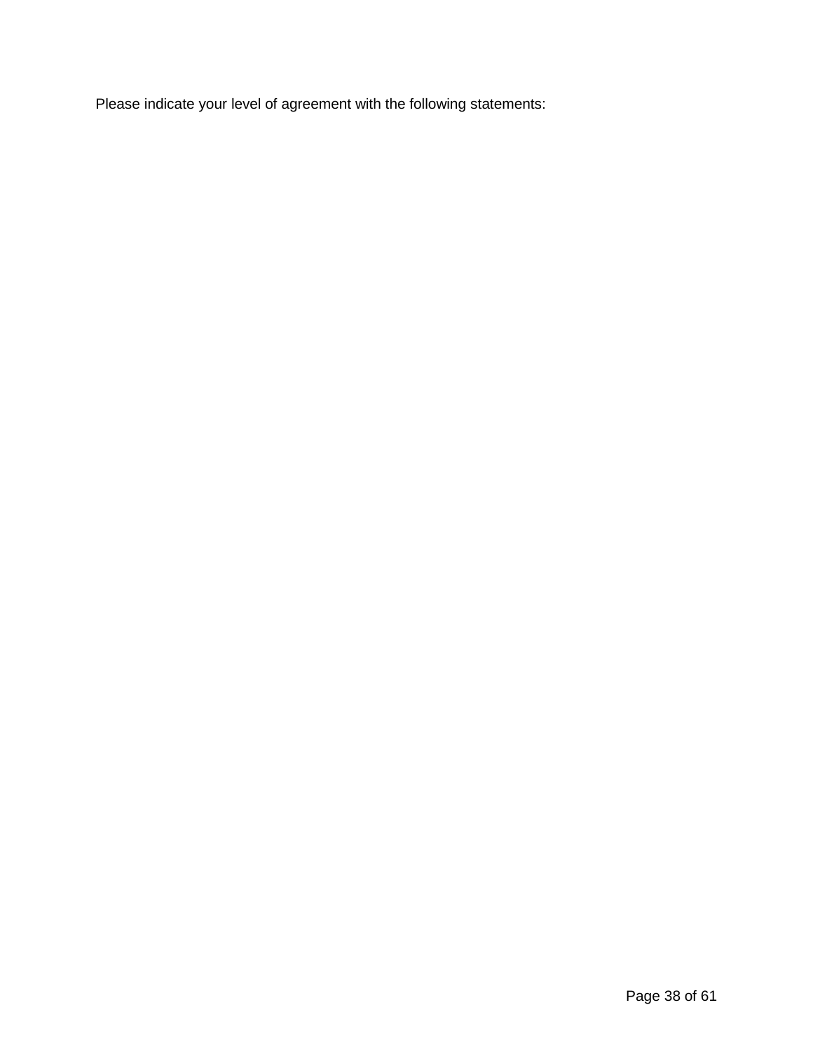Please indicate your level of agreement with the following statements: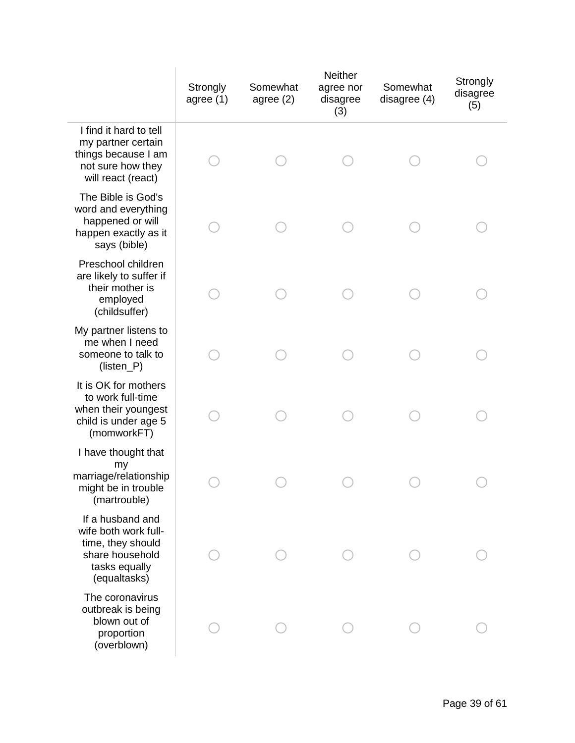| | Strongly agree (1) | Somewhat agree (2) | Neither agree nor disagree (3) | Somewhat disagree (4) | Strongly disagree (5) |
|---|---|---|---|---|---|
| I find it hard to tell my partner certain things because I am not sure how they will react (react) | ○ | ○ | ○ | ○ | ○ |
| The Bible is God's word and everything happened or will happen exactly as it says (bible) | ○ | ○ | ○ | ○ | ○ |
| Preschool children are likely to suffer if their mother is employed (childsuffer) | ○ | ○ | ○ | ○ | ○ |
| My partner listens to me when I need someone to talk to (listen_P) | ○ | ○ | ○ | ○ | ○ |
| It is OK for mothers to work full-time when their youngest child is under age 5 (momworkFT) | ○ | ○ | ○ | ○ | ○ |
| I have thought that my marriage/relationship might be in trouble (martrouble) | ○ | ○ | ○ | ○ | ○ |
| If a husband and wife both work full-time, they should share household tasks equally (equaltasks) | ○ | ○ | ○ | ○ | ○ |
| The coronavirus outbreak is being blown out of proportion (overblown) | ○ | ○ | ○ | ○ | ○ |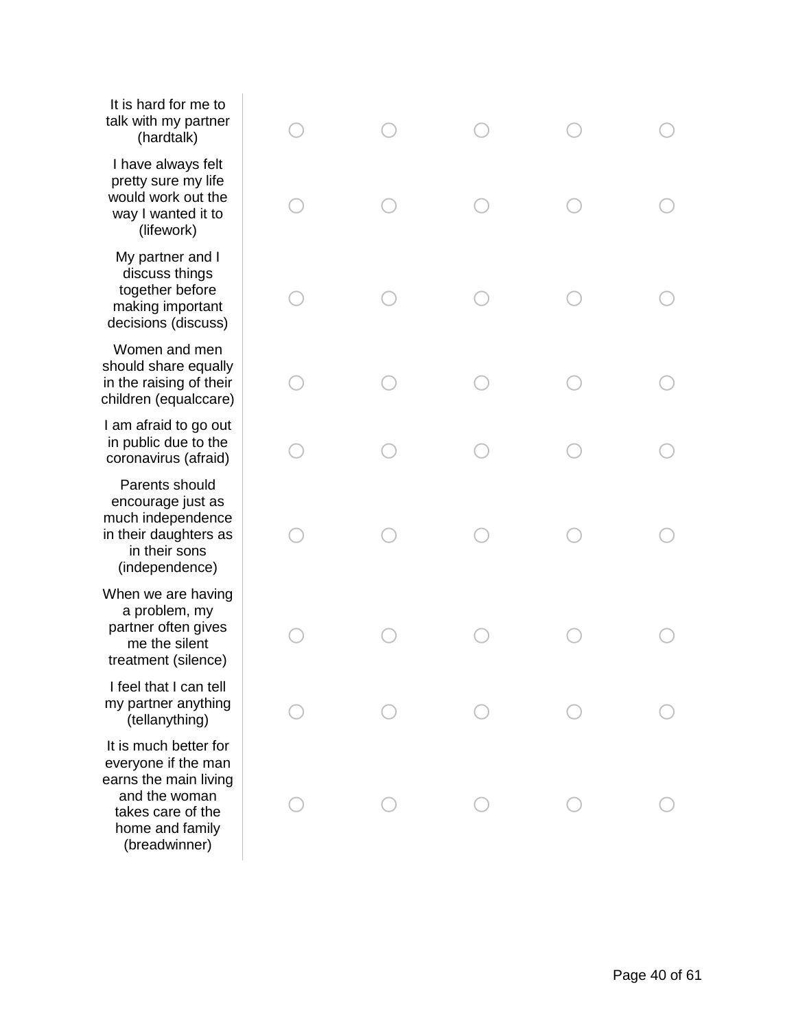| | | | | | |
|---|---|---|---|---|---|
| It is hard for me to talk with my partner (hardtalk) | ○ | ○ | ○ | ○ | ○ |
| I have always felt pretty sure my life would work out the way I wanted it to (lifework) | ○ | ○ | ○ | ○ | ○ |
| My partner and I discuss things together before making important decisions (discuss) | ○ | ○ | ○ | ○ | ○ |
| Women and men should share equally in the raising of their children (equalccare) | ○ | ○ | ○ | ○ | ○ |
| I am afraid to go out in public due to the coronavirus (afraid) | ○ | ○ | ○ | ○ | ○ |
| Parents should encourage just as much independence in their daughters as in their sons (independence) | ○ | ○ | ○ | ○ | ○ |
| When we are having a problem, my partner often gives me the silent treatment (silence) | ○ | ○ | ○ | ○ | ○ |
| I feel that I can tell my partner anything (tellanything) | ○ | ○ | ○ | ○ | ○ |
| It is much better for everyone if the man earns the main living and the woman takes care of the home and family (breadwinner) | ○ | ○ | ○ | ○ | ○ |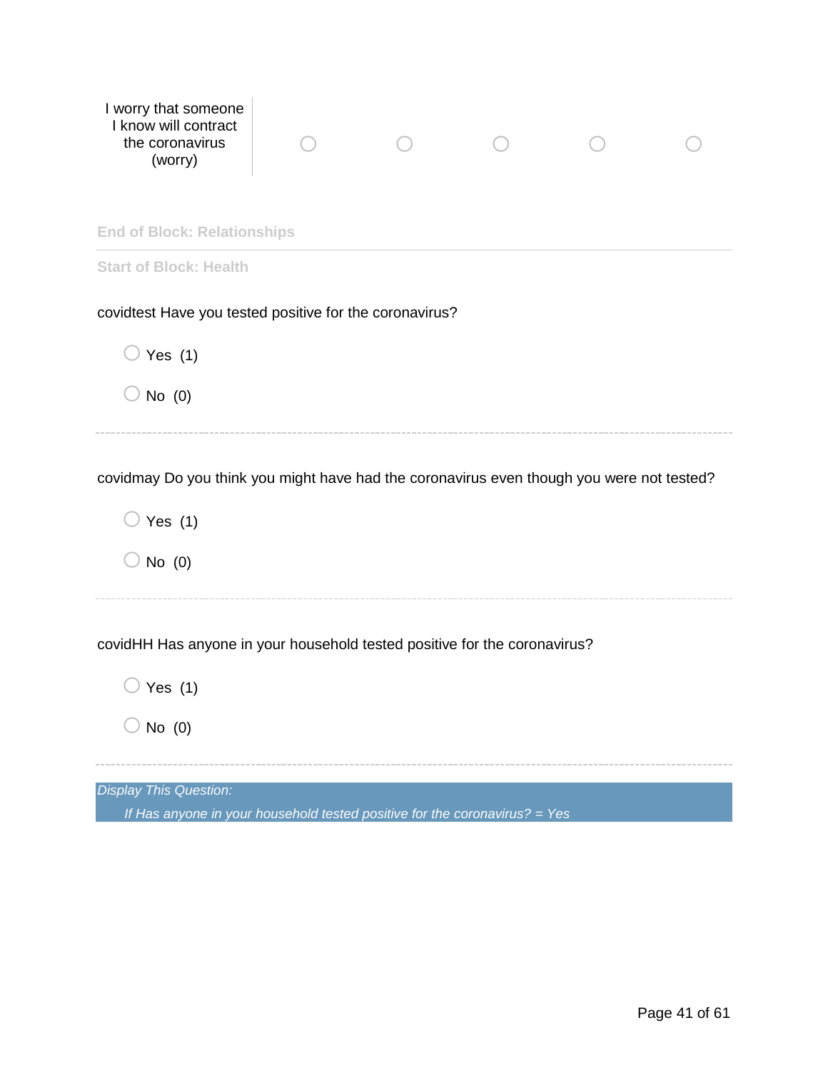| | | | | | |
|---|---|---|---|---|---|
| I worry that someone I know will contract the coronavirus (worry) | ○ | ○ | ○ | ○ | ○ |

End of Block: Relationships

---

Start of Block: Health

covidtest Have you tested positive for the coronavirus?

○ Yes (1)

○ No (0)

---

covidmay Do you think you might have had the coronavirus even though you were not tested?

○ Yes (1)

○ No (0)

---

covidHH Has anyone in your household tested positive for the coronavirus?

○ Yes (1)

○ No (0)

---

*Display This Question:*

*If Has anyone in your household tested positive for the coronavirus? = Yes*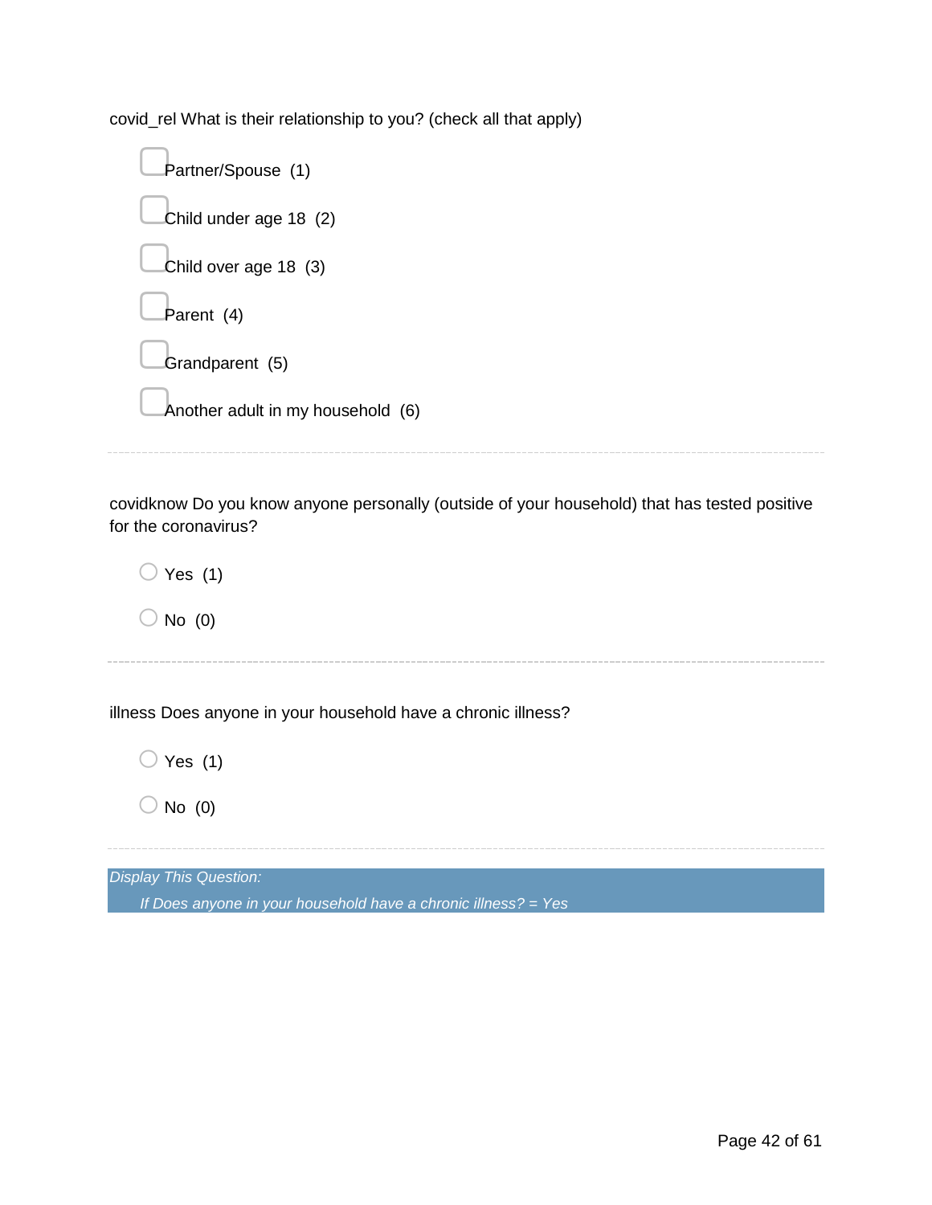covid_rel What is their relationship to you? (check all that apply)

- ☐ Partner/Spouse (1)
- ☐ Child under age 18 (2)
- ☐ Child over age 18 (3)
- ☐ Parent (4)
- ☐ Grandparent (5)
- ☐ Another adult in my household (6)

---

covidknow Do you know anyone personally (outside of your household) that has tested positive for the coronavirus?

- ○ Yes (1)
- ○ No (0)

---

illness Does anyone in your household have a chronic illness?

- ○ Yes (1)
- ○ No (0)

---

*Display This Question:*

*If Does anyone in your household have a chronic illness? = Yes*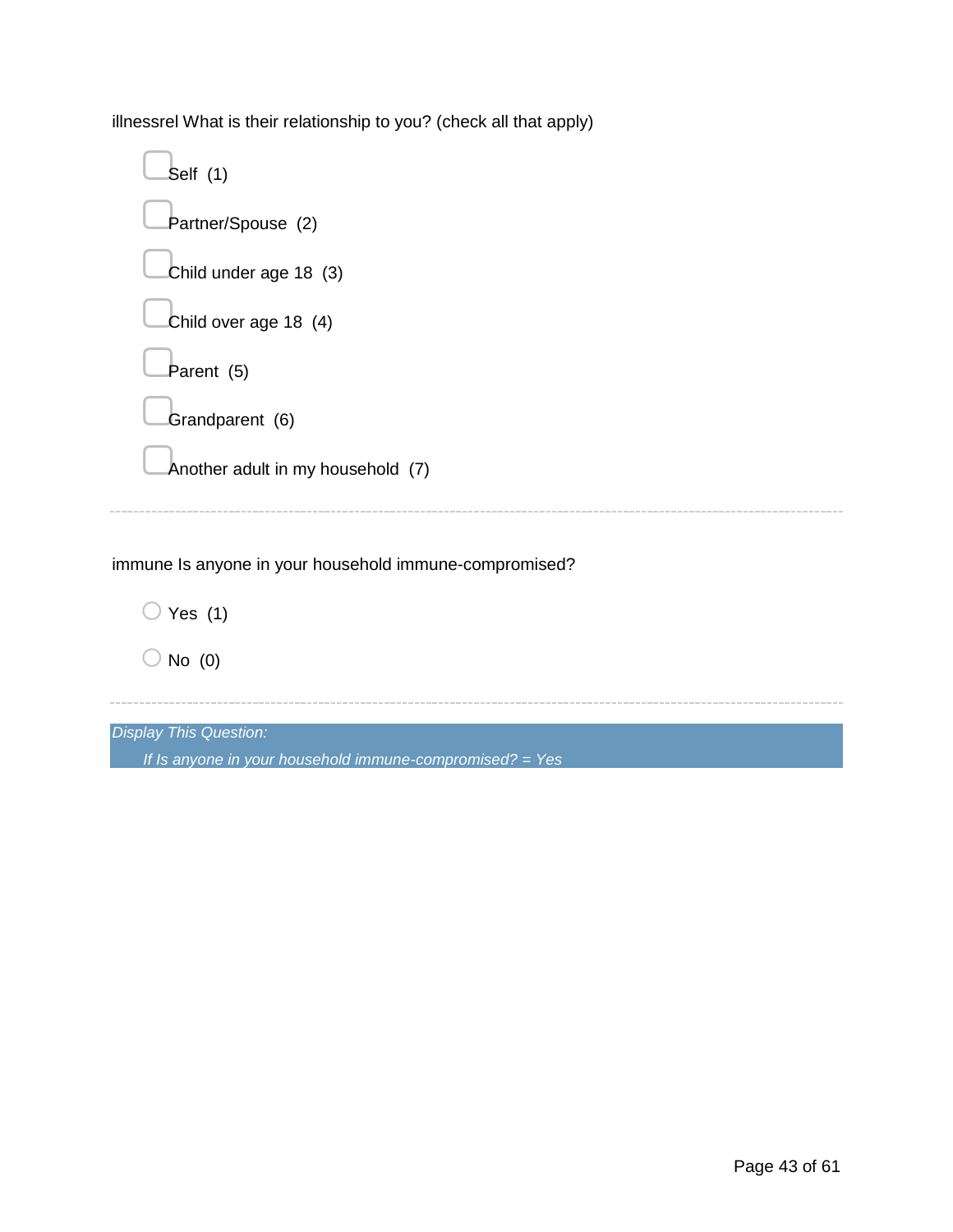illnessrel What is their relationship to you? (check all that apply)

- ☐ Self (1)
- ☐ Partner/Spouse (2)
- ☐ Child under age 18 (3)
- ☐ Child over age 18 (4)
- ☐ Parent (5)
- ☐ Grandparent (6)
- ☐ Another adult in my household (7)

---

immune Is anyone in your household immune-compromised?

- ○ Yes (1)
- ○ No (0)

---

*Display This Question:*

*If Is anyone in your household immune-compromised? = Yes*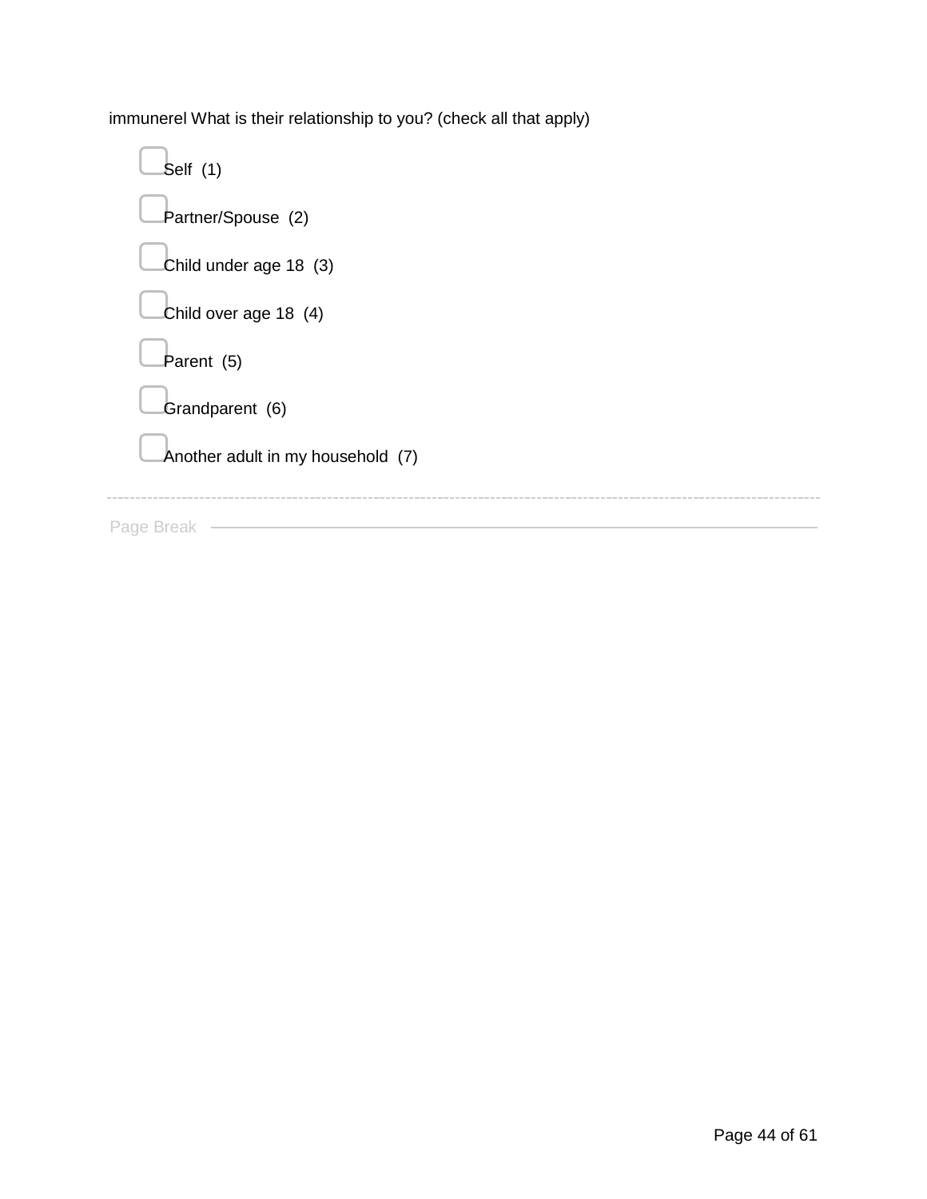immunerel What is their relationship to you? (check all that apply)

- Self (1)
- Partner/Spouse (2)
- Child under age 18 (3)
- Child over age 18 (4)
- Parent (5)
- Grandparent (6)
- Another adult in my household (7)

---

Page Break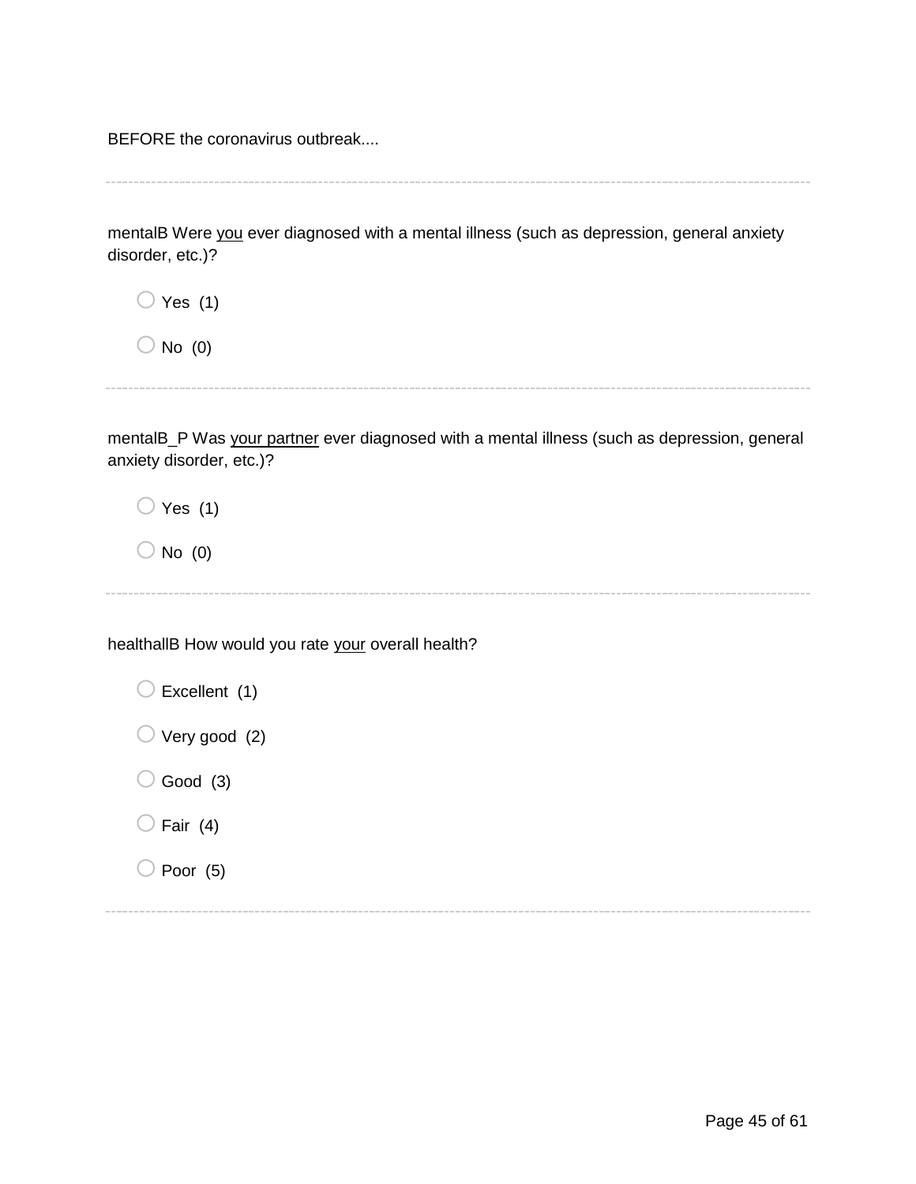BEFORE the coronavirus outbreak....

---

mentalB Were <u>you</u> ever diagnosed with a mental illness (such as depression, general anxiety disorder, etc.)?

- ○ Yes (1)
- ○ No (0)

---

mentalB_P Was <u>your partner</u> ever diagnosed with a mental illness (such as depression, general anxiety disorder, etc.)?

- ○ Yes (1)
- ○ No (0)

---

healthallB How would you rate <u>your</u> overall health?

- ○ Excellent (1)
- ○ Very good (2)
- ○ Good (3)
- ○ Fair (4)
- ○ Poor (5)

---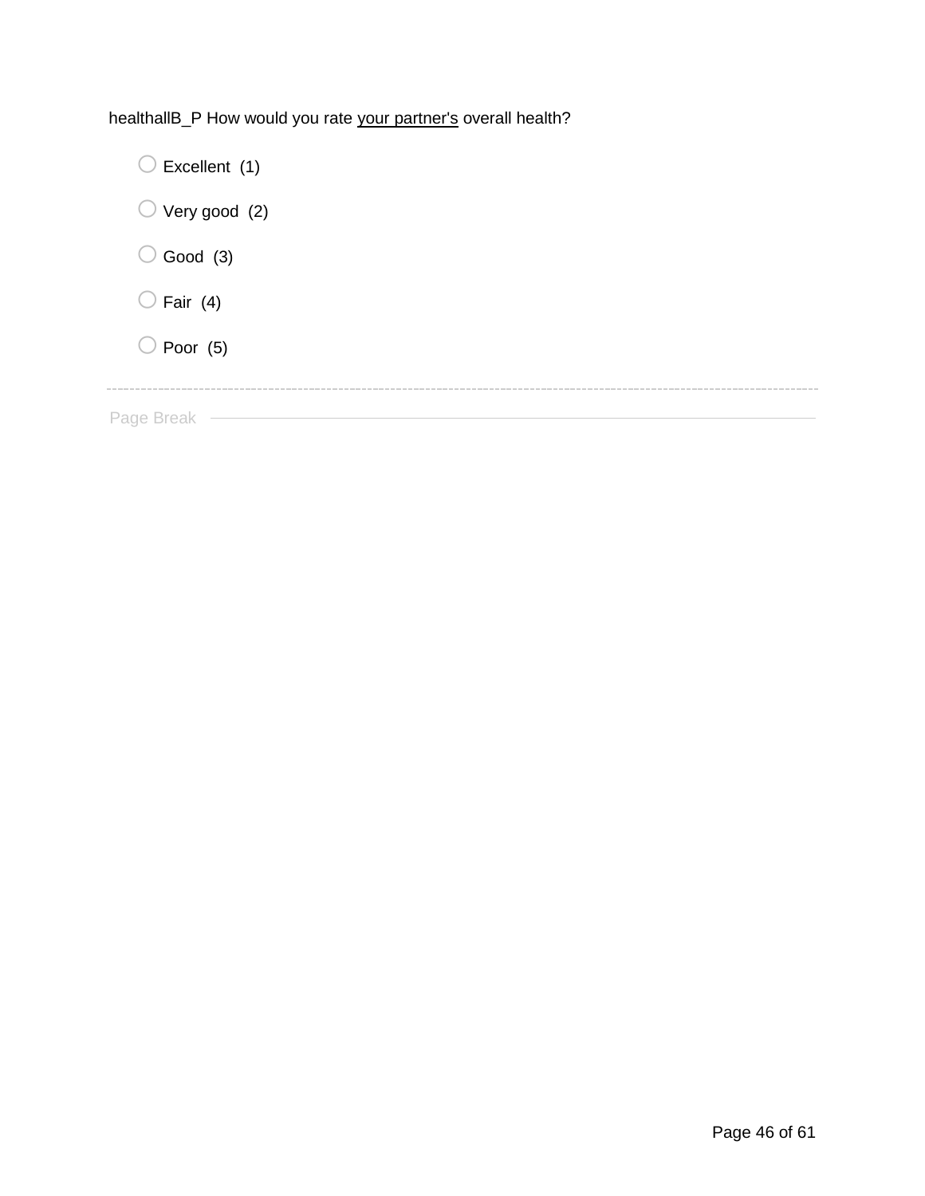healthallB_P How would you rate <u>your partner's</u> overall health?

- ○ Excellent (1)
- ○ Very good (2)
- ○ Good (3)
- ○ Fair (4)
- ○ Poor (5)

---

Page Break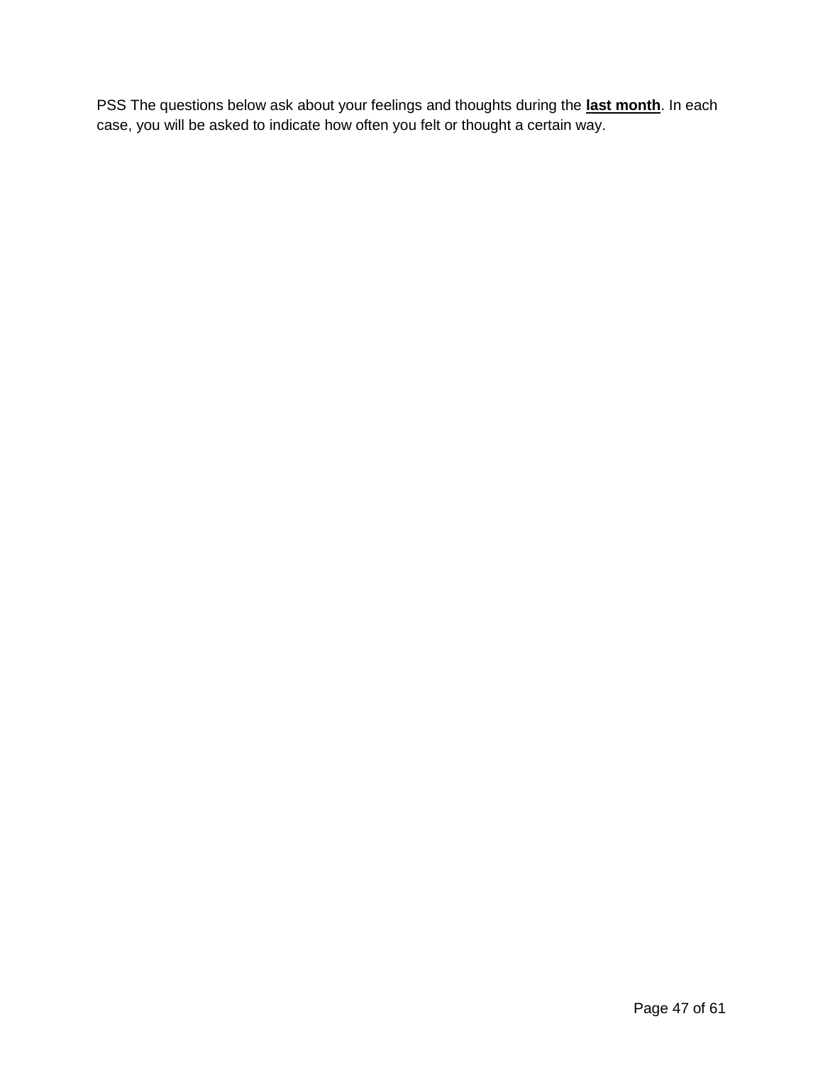PSS The questions below ask about your feelings and thoughts during the **last month**. In each case, you will be asked to indicate how often you felt or thought a certain way.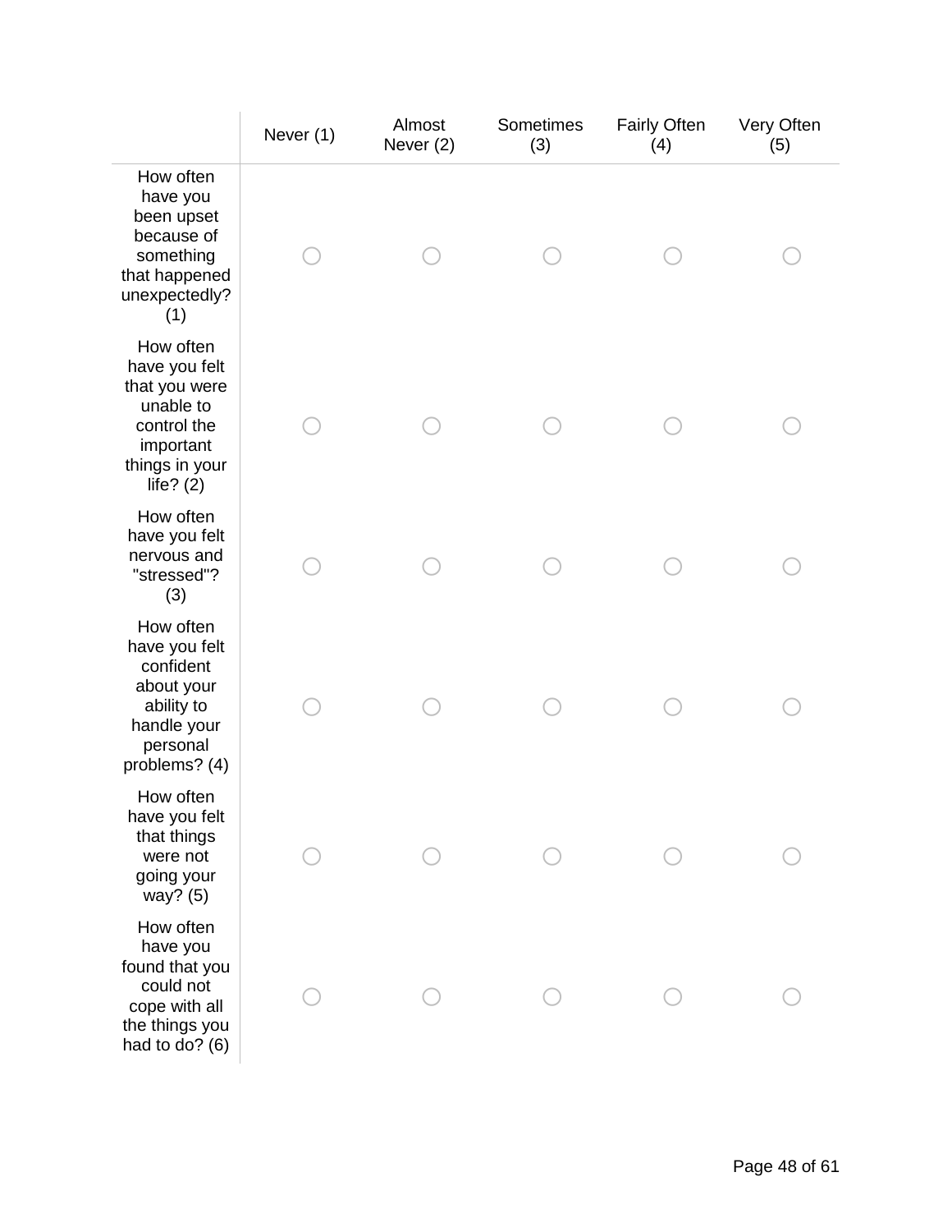| | Never (1) | Almost Never (2) | Sometimes (3) | Fairly Often (4) | Very Often (5) |
|---|---|---|---|---|---|
| How often have you been upset because of something that happened unexpectedly? (1) | ○ | ○ | ○ | ○ | ○ |
| How often have you felt that you were unable to control the important things in your life? (2) | ○ | ○ | ○ | ○ | ○ |
| How often have you felt nervous and "stressed"? (3) | ○ | ○ | ○ | ○ | ○ |
| How often have you felt confident about your ability to handle your personal problems? (4) | ○ | ○ | ○ | ○ | ○ |
| How often have you felt that things were not going your way? (5) | ○ | ○ | ○ | ○ | ○ |
| How often have you found that you could not cope with all the things you had to do? (6) | ○ | ○ | ○ | ○ | ○ |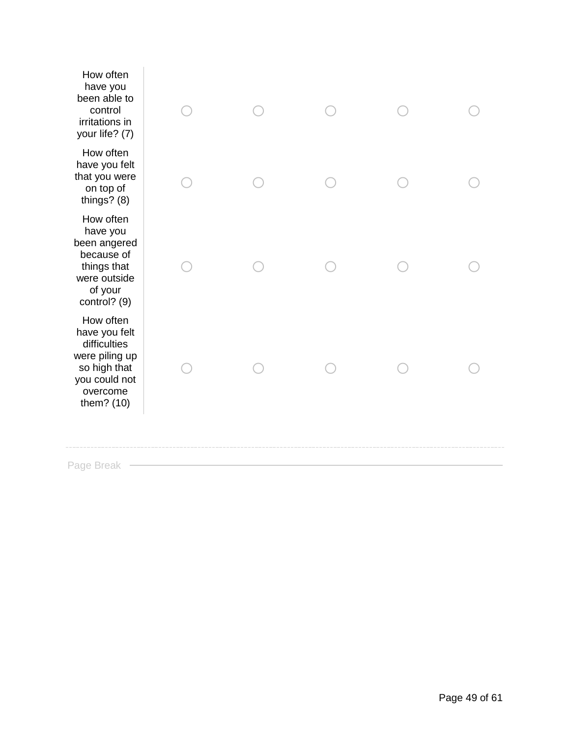| | | | | | |
|---|---|---|---|---|---|
| How often have you been able to control irritations in your life? (7) | ○ | ○ | ○ | ○ | ○ |
| How often have you felt that you were on top of things? (8) | ○ | ○ | ○ | ○ | ○ |
| How often have you been angered because of things that were outside of your control? (9) | ○ | ○ | ○ | ○ | ○ |
| How often have you felt difficulties were piling up so high that you could not overcome them? (10) | ○ | ○ | ○ | ○ | ○ |

---

Page Break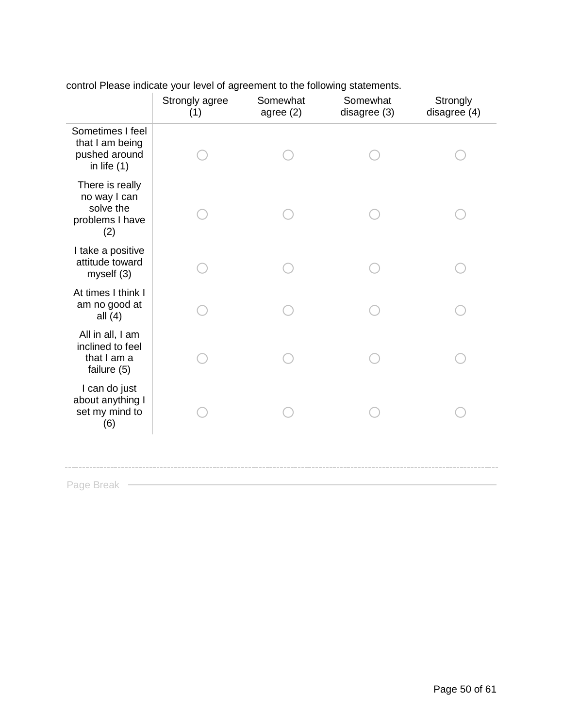control Please indicate your level of agreement to the following statements.

| | Strongly agree (1) | Somewhat agree (2) | Somewhat disagree (3) | Strongly disagree (4) |
|---|---|---|---|---|
| Sometimes I feel that I am being pushed around in life (1) | ○ | ○ | ○ | ○ |
| There is really no way I can solve the problems I have (2) | ○ | ○ | ○ | ○ |
| I take a positive attitude toward myself (3) | ○ | ○ | ○ | ○ |
| At times I think I am no good at all (4) | ○ | ○ | ○ | ○ |
| All in all, I am inclined to feel that I am a failure (5) | ○ | ○ | ○ | ○ |
| I can do just about anything I set my mind to (6) | ○ | ○ | ○ | ○ |

---

Page Break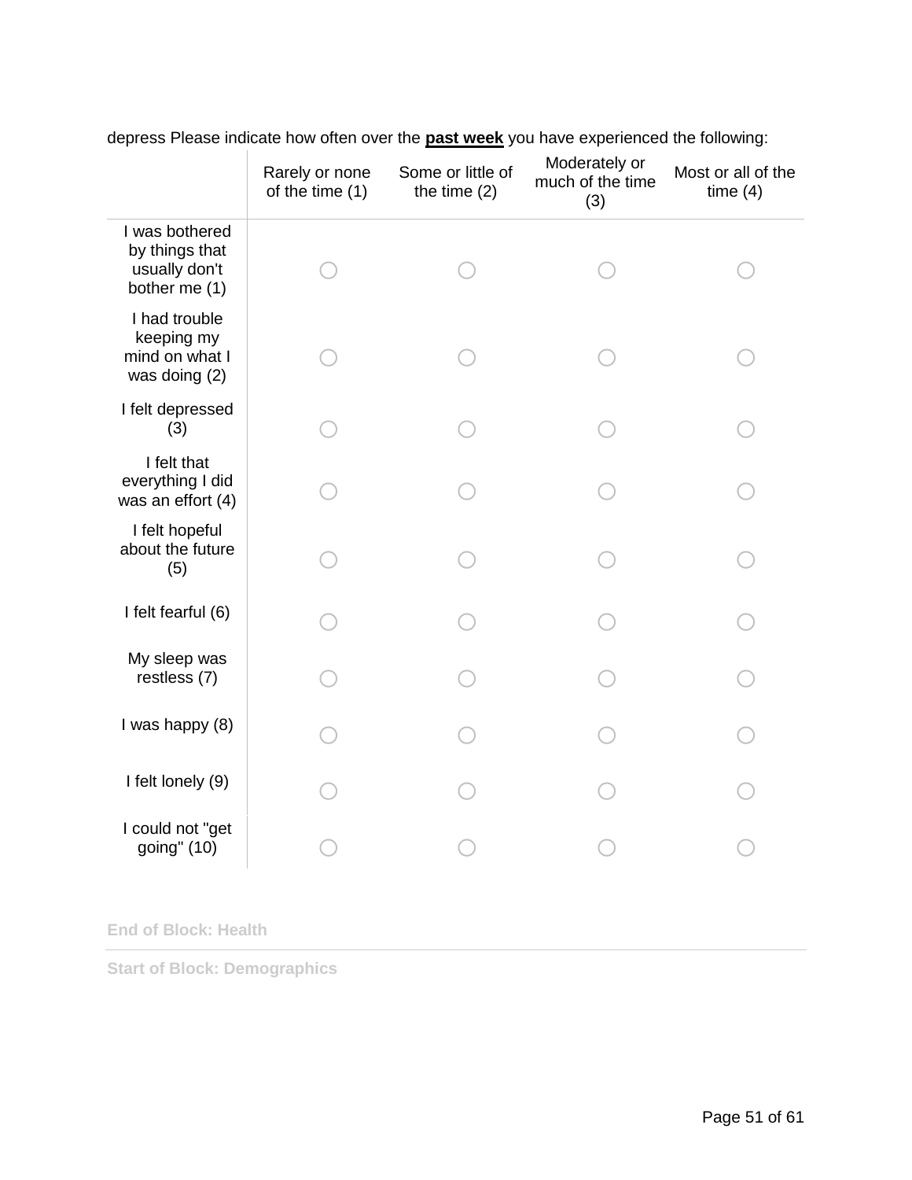depress Please indicate how often over the **past week** you have experienced the following:

| | Rarely or none of the time (1) | Some or little of the time (2) | Moderately or much of the time (3) | Most or all of the time (4) |
|---|---|---|---|---|
| I was bothered by things that usually don't bother me (1) | ○ | ○ | ○ | ○ |
| I had trouble keeping my mind on what I was doing (2) | ○ | ○ | ○ | ○ |
| I felt depressed (3) | ○ | ○ | ○ | ○ |
| I felt that everything I did was an effort (4) | ○ | ○ | ○ | ○ |
| I felt hopeful about the future (5) | ○ | ○ | ○ | ○ |
| I felt fearful (6) | ○ | ○ | ○ | ○ |
| My sleep was restless (7) | ○ | ○ | ○ | ○ |
| I was happy (8) | ○ | ○ | ○ | ○ |
| I felt lonely (9) | ○ | ○ | ○ | ○ |
| I could not "get going" (10) | ○ | ○ | ○ | ○ |

**End of Block: Health**

---

**Start of Block: Demographics**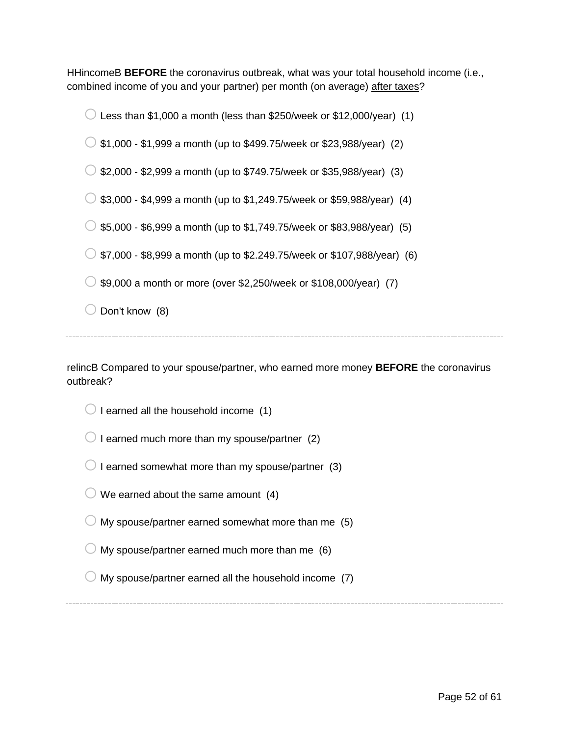HHincomeB **BEFORE** the coronavirus outbreak, what was your total household income (i.e., combined income of you and your partner) per month (on average) after taxes?

- Less than $1,000 a month (less than $250/week or $12,000/year)  (1)
- $1,000 - $1,999 a month (up to $499.75/week or $23,988/year)  (2)
- $2,000 - $2,999 a month (up to $749.75/week or $35,988/year)  (3)
- $3,000 - $4,999 a month (up to $1,249.75/week or $59,988/year)  (4)
- $5,000 - $6,999 a month (up to $1,749.75/week or $83,988/year)  (5)
- $7,000 - $8,999 a month (up to $2.249.75/week or $107,988/year)  (6)
- $9,000 a month or more (over $2,250/week or $108,000/year)  (7)
- Don't know  (8)

---

relincB Compared to your spouse/partner, who earned more money **BEFORE** the coronavirus outbreak?

- I earned all the household income  (1)
- I earned much more than my spouse/partner  (2)
- I earned somewhat more than my spouse/partner  (3)
- We earned about the same amount  (4)
- My spouse/partner earned somewhat more than me  (5)
- My spouse/partner earned much more than me  (6)
- My spouse/partner earned all the household income  (7)

---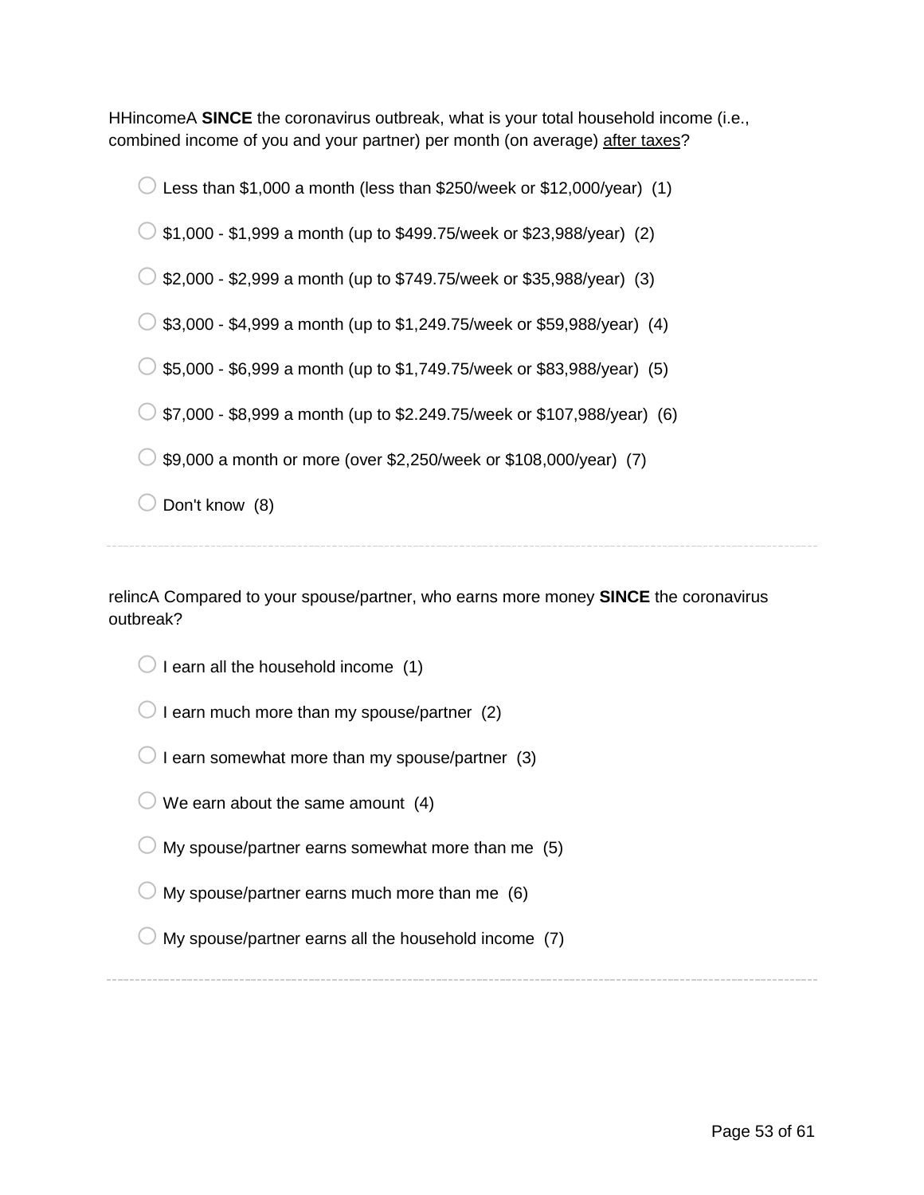HHincomeA **SINCE** the coronavirus outbreak, what is your total household income (i.e., combined income of you and your partner) per month (on average) after taxes?

- Less than $1,000 a month (less than $250/week or $12,000/year)  (1)
- $1,000 - $1,999 a month (up to $499.75/week or $23,988/year)  (2)
- $2,000 - $2,999 a month (up to $749.75/week or $35,988/year)  (3)
- $3,000 - $4,999 a month (up to $1,249.75/week or $59,988/year)  (4)
- $5,000 - $6,999 a month (up to $1,749.75/week or $83,988/year)  (5)
- $7,000 - $8,999 a month (up to $2.249.75/week or $107,988/year)  (6)
- $9,000 a month or more (over $2,250/week or $108,000/year)  (7)
- Don't know  (8)

---

relincA Compared to your spouse/partner, who earns more money **SINCE** the coronavirus outbreak?

- I earn all the household income  (1)
- I earn much more than my spouse/partner  (2)
- I earn somewhat more than my spouse/partner  (3)
- We earn about the same amount  (4)
- My spouse/partner earns somewhat more than me  (5)
- My spouse/partner earns much more than me  (6)
- My spouse/partner earns all the household income  (7)

---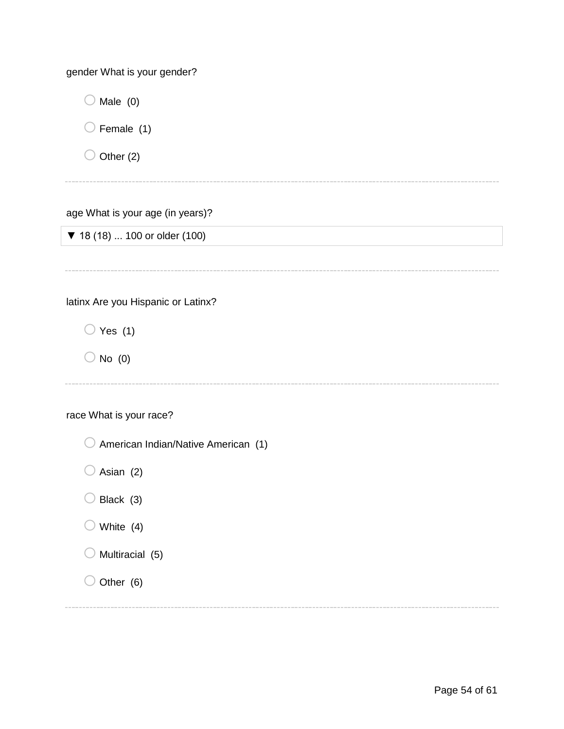gender What is your gender?

- Male (0)
- Female (1)
- Other (2)

---

age What is your age (in years)?

▼ 18 (18) ... 100 or older (100)

---

latinx Are you Hispanic or Latinx?

- Yes (1)
- No (0)

---

race What is your race?

- American Indian/Native American (1)
- Asian (2)
- Black (3)
- White (4)
- Multiracial (5)
- Other (6)

---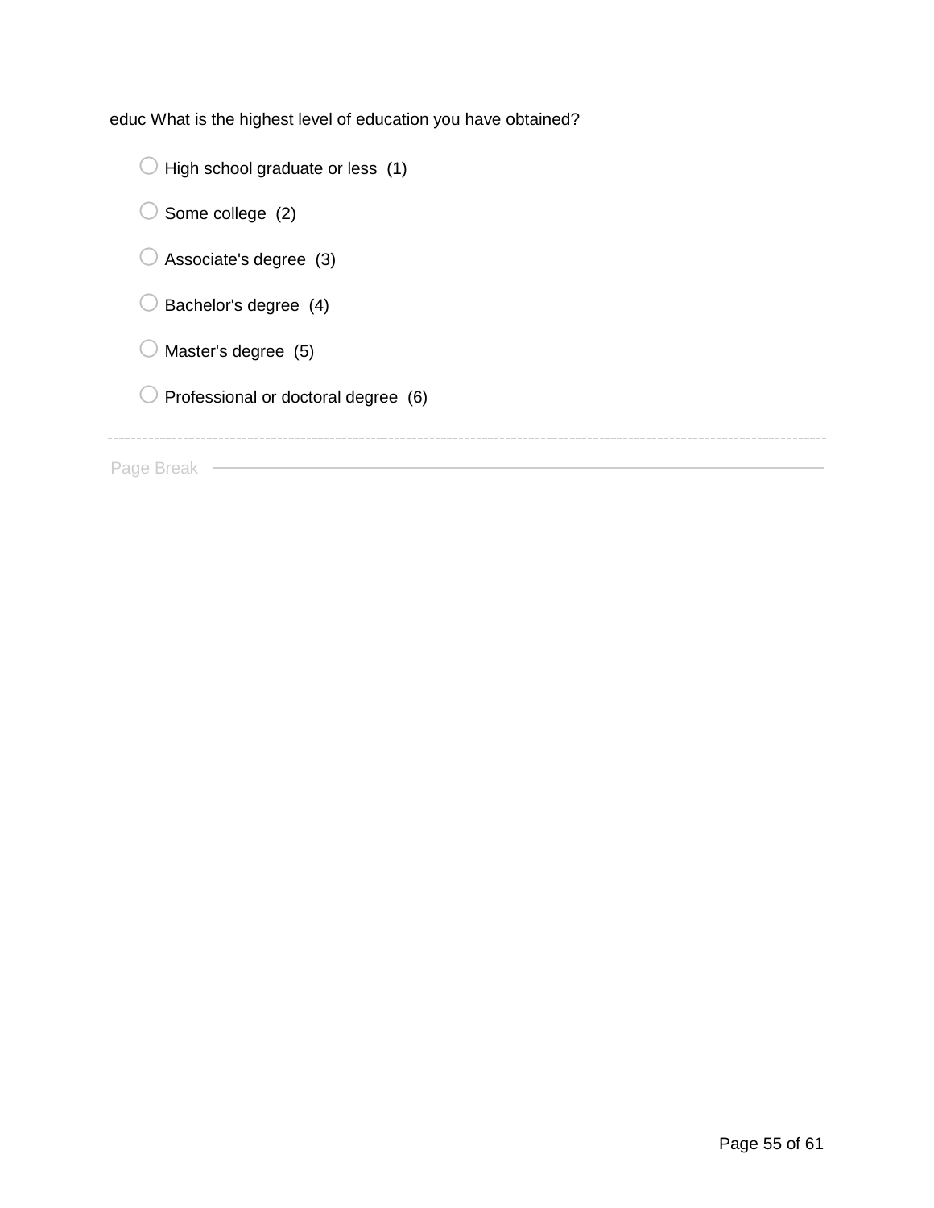educ What is the highest level of education you have obtained?

- High school graduate or less (1)
- Some college (2)
- Associate's degree (3)
- Bachelor's degree (4)
- Master's degree (5)
- Professional or doctoral degree (6)

---

Page Break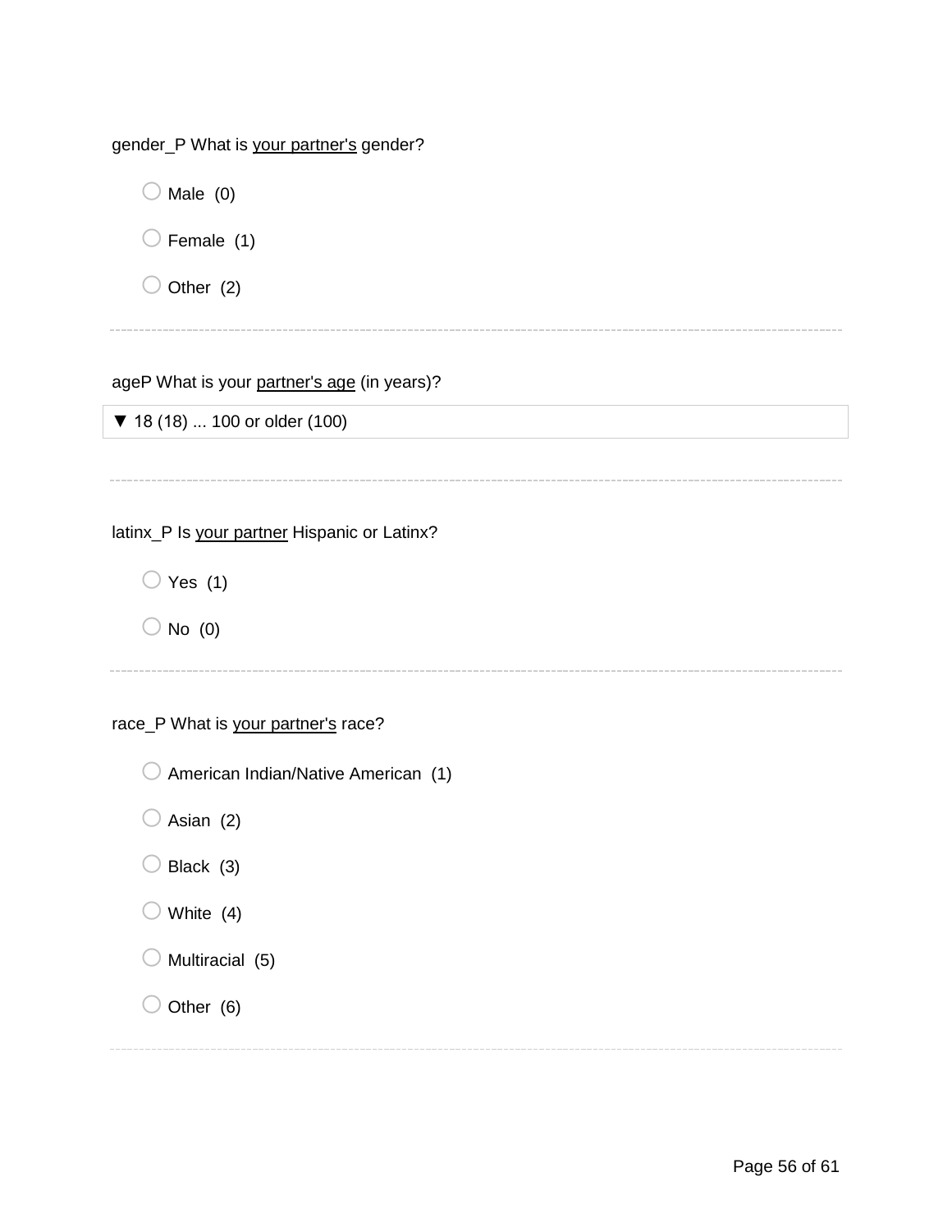gender_P What is <u>your partner's</u> gender?

- Male (0)
- Female (1)
- Other (2)

---

ageP What is your <u>partner's age</u> (in years)?

▼ 18 (18) ... 100 or older (100)

---

latinx_P Is <u>your partner</u> Hispanic or Latinx?

- Yes (1)
- No (0)

---

race_P What is <u>your partner's</u> race?

- American Indian/Native American (1)
- Asian (2)
- Black (3)
- White (4)
- Multiracial (5)
- Other (6)

---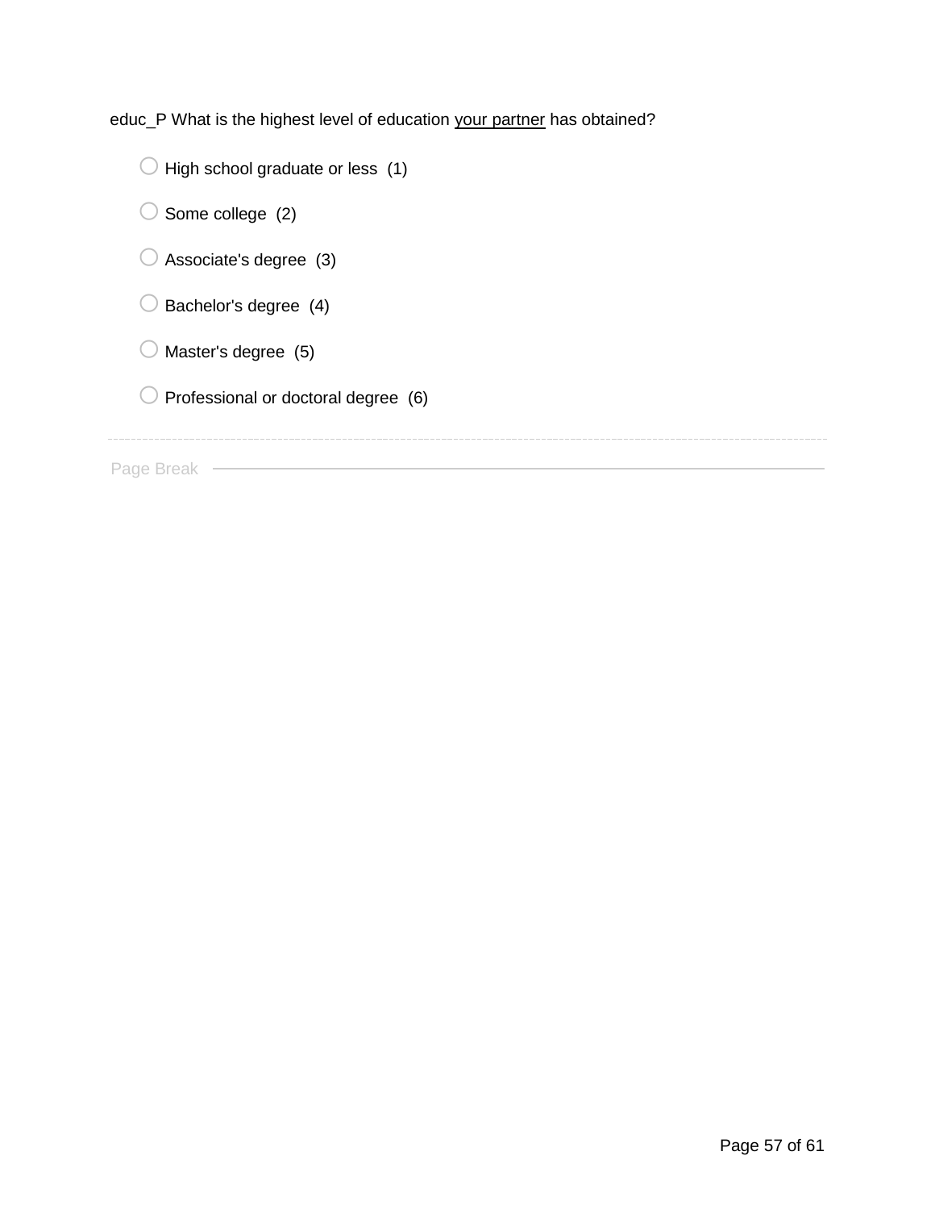educ_P What is the highest level of education <u>your partner</u> has obtained?

- High school graduate or less (1)
- Some college (2)
- Associate's degree (3)
- Bachelor's degree (4)
- Master's degree (5)
- Professional or doctoral degree (6)

---

Page Break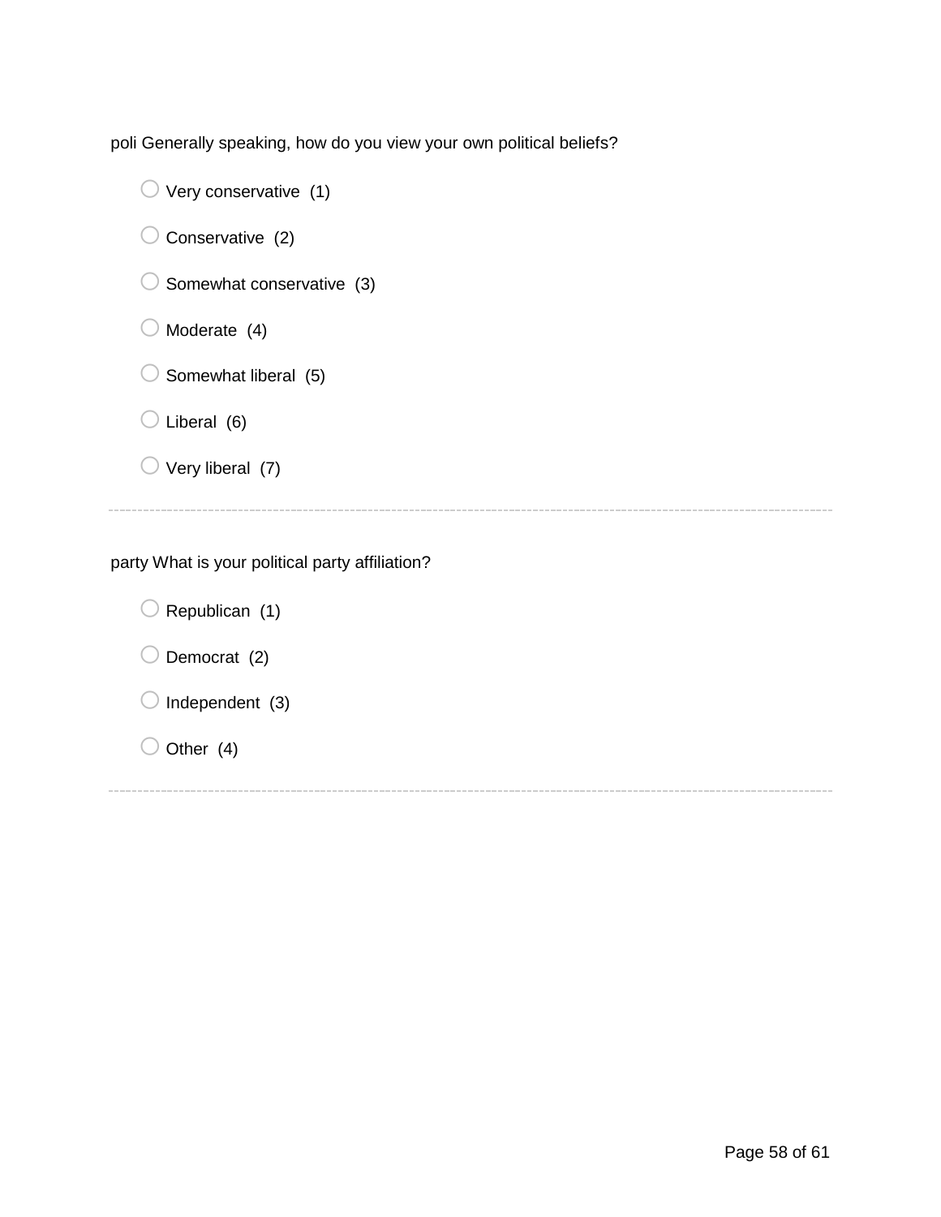poli Generally speaking, how do you view your own political beliefs?

- ○ Very conservative (1)
- ○ Conservative (2)
- ○ Somewhat conservative (3)
- ○ Moderate (4)
- ○ Somewhat liberal (5)
- ○ Liberal (6)
- ○ Very liberal (7)

---

party What is your political party affiliation?

- ○ Republican (1)
- ○ Democrat (2)
- ○ Independent (3)
- ○ Other (4)

---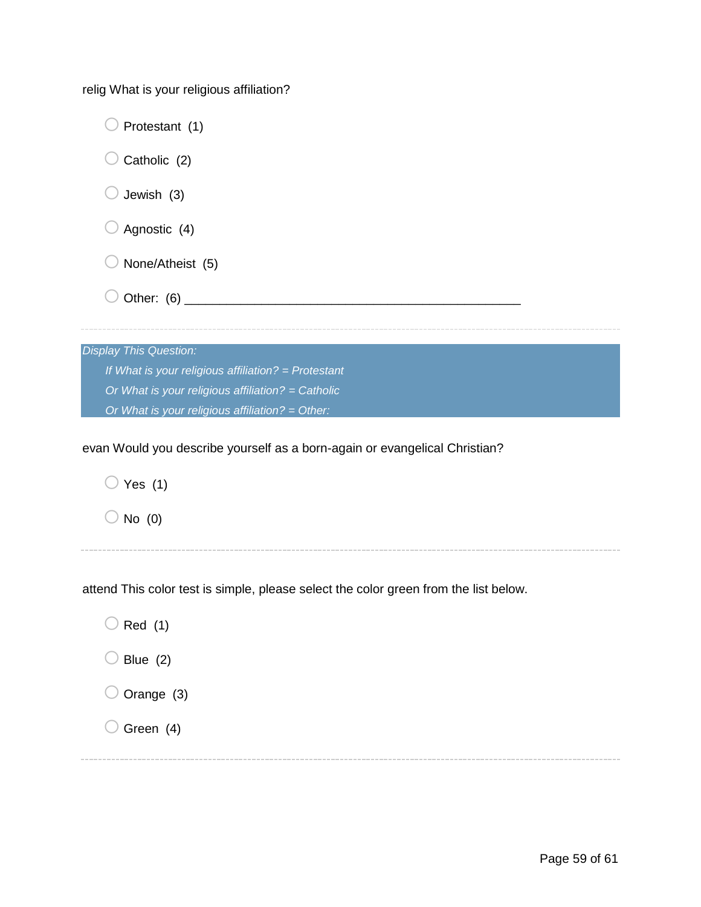relig What is your religious affiliation?

- Protestant (1)
- Catholic (2)
- Jewish (3)
- Agnostic (4)
- None/Atheist (5)
- Other: (6) ________________________________________________

---

*Display This Question:*

*If What is your religious affiliation? = Protestant*

*Or What is your religious affiliation? = Catholic*

*Or What is your religious affiliation? = Other:*

evan Would you describe yourself as a born-again or evangelical Christian?

- Yes (1)
- No (0)

---

attend This color test is simple, please select the color green from the list below.

- Red (1)
- Blue (2)
- Orange (3)
- Green (4)

---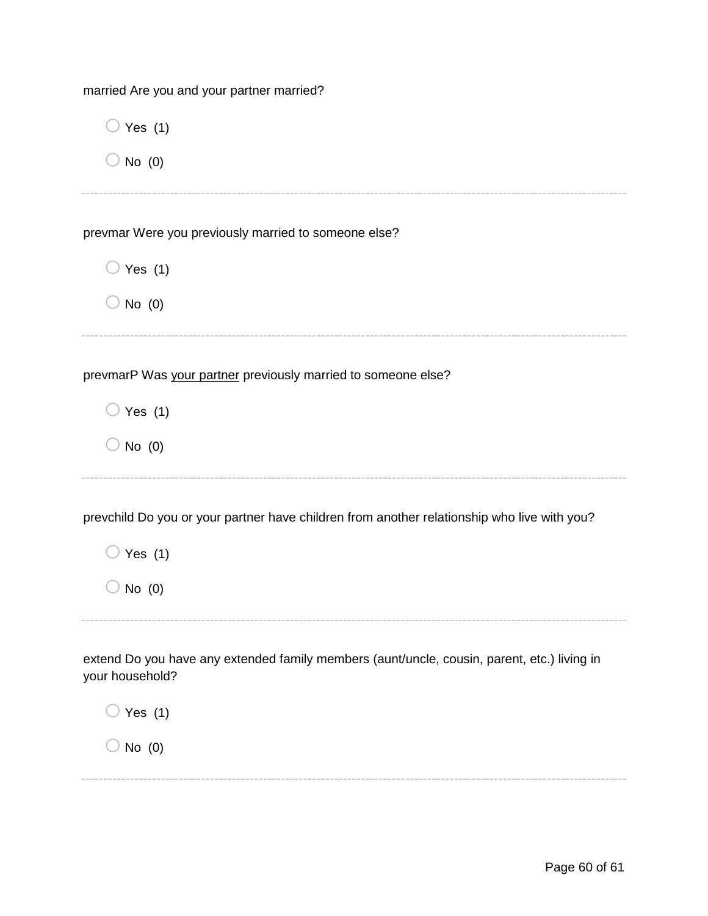married Are you and your partner married?

- ○ Yes (1)
- ○ No (0)

---

prevmar Were you previously married to someone else?

- ○ Yes (1)
- ○ No (0)

---

prevmarP Was <u>your partner</u> previously married to someone else?

- ○ Yes (1)
- ○ No (0)

---

prevchild Do you or your partner have children from another relationship who live with you?

- ○ Yes (1)
- ○ No (0)

---

extend Do you have any extended family members (aunt/uncle, cousin, parent, etc.) living in your household?

- ○ Yes (1)
- ○ No (0)

---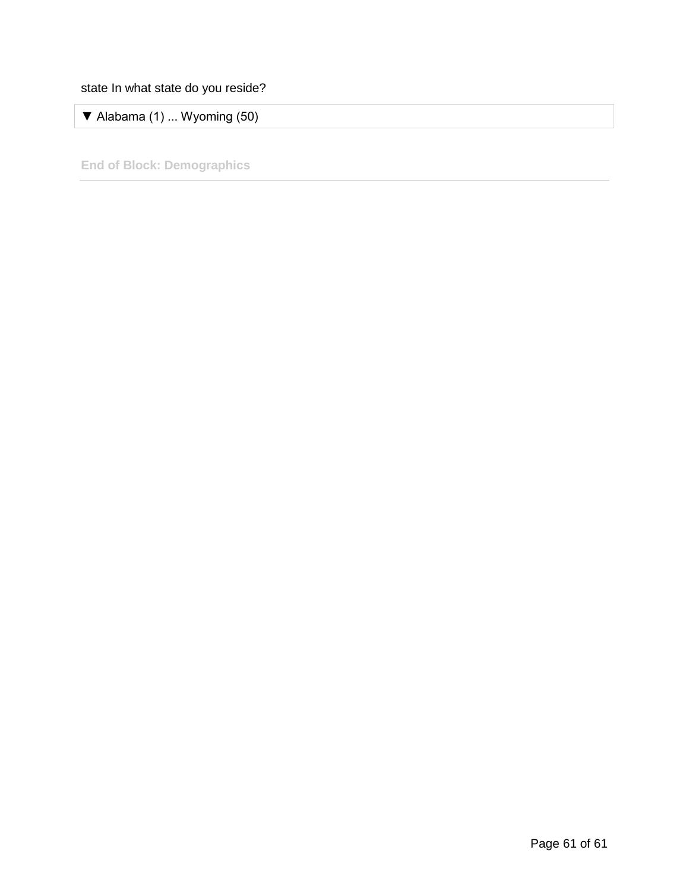state In what state do you reside?

▼ Alabama (1) ... Wyoming (50)

**End of Block: Demographics**

---